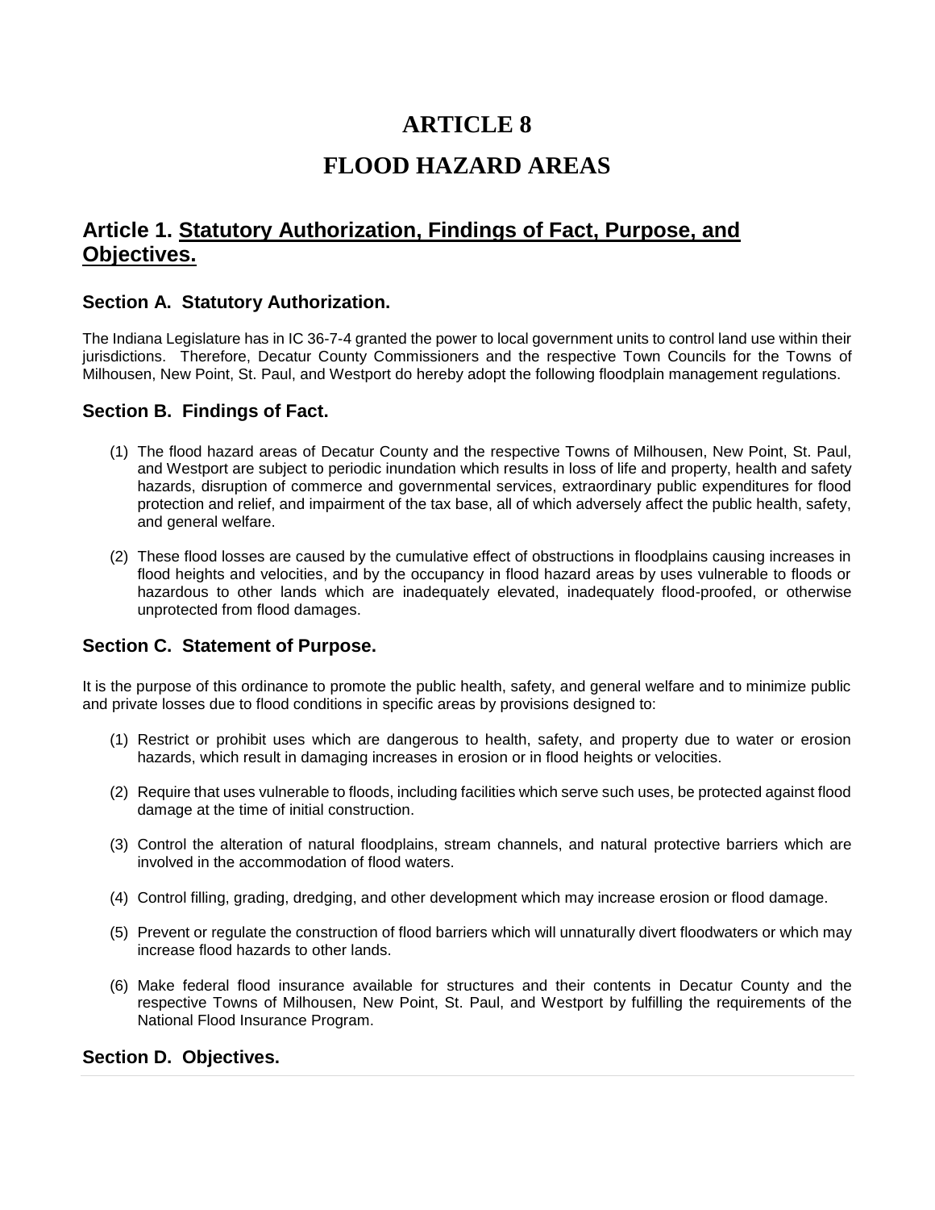# ARTICLE 8

# FLOOD HAZARD AREAS

## Article 1. Statutory Authorization, Findings of Fact, Purpose, and Objectives.

### Section A. Statutory Authorization.

The Indiana Legislature has in IC 36-7-4 granted the power to local government units to control land use within their jurisdictions. Therefore, Decatur County Commissioners and the respective Town Councils for the Towns of Milhousen, New Point, St. Paul, and Westport do hereby adopt the following floodplain management regulations.

### Section B. Findings of Fact.

(1) The flood hazard areas of Decatur County and the respective Towns of Milhousen, New Point, St. Paul, and Westport are subject to periodic inundation which results in loss of life and property, health and safety hazards, disruption of commerce and governmental services, extraordinary public expenditures for flood protection and relief, and impairment of the tax base, all of which adversely affect the public health, safety, and general welfare.

(2) These flood losses are caused by the cumulative effect of obstructions in floodplains causing increases in flood heights and velocities, and by the occupancy in flood hazard areas by uses vulnerable to floods or hazardous to other lands which are inadequately elevated, inadequately flood-proofed, or otherwise unprotected from flood damages.

### Section C. Statement of Purpose.

It is the purpose of this ordinance to promote the public health, safety, and general welfare and to minimize public and private losses due to flood conditions in specific areas by provisions designed to:

(1) Restrict or prohibit uses which are dangerous to health, safety, and property due to water or erosion hazards, which result in damaging increases in erosion or in flood heights or velocities.

(2) Require that uses vulnerable to floods, including facilities which serve such uses, be protected against flood damage at the time of initial construction.

(3) Control the alteration of natural floodplains, stream channels, and natural protective barriers which are involved in the accommodation of flood waters.

(4) Control filling, grading, dredging, and other development which may increase erosion or flood damage.

(5) Prevent or regulate the construction of flood barriers which will unnaturally divert floodwaters or which may increase flood hazards to other lands.

(6) Make federal flood insurance available for structures and their contents in Decatur County and the respective Towns of Milhousen, New Point, St. Paul, and Westport by fulfilling the requirements of the National Flood Insurance Program.

### Section D. Objectives.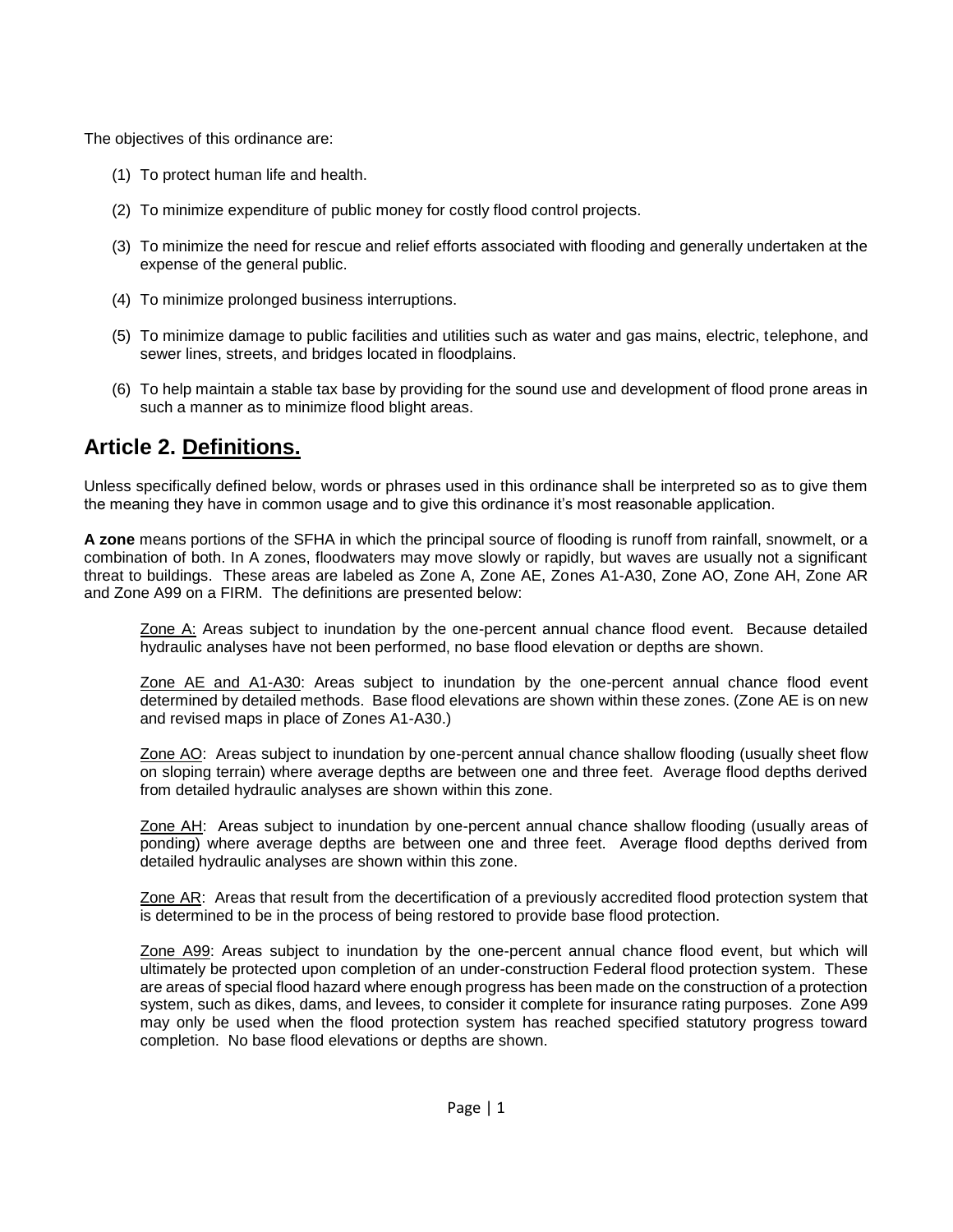The objectives of this ordinance are:

(1) To protect human life and health.

(2) To minimize expenditure of public money for costly flood control projects.

(3) To minimize the need for rescue and relief efforts associated with flooding and generally undertaken at the expense of the general public.

(4) To minimize prolonged business interruptions.

(5) To minimize damage to public facilities and utilities such as water and gas mains, electric, telephone, and sewer lines, streets, and bridges located in floodplains.

(6) To help maintain a stable tax base by providing for the sound use and development of flood prone areas in such a manner as to minimize flood blight areas.

## Article 2. Definitions.

Unless specifically defined below, words or phrases used in this ordinance shall be interpreted so as to give them the meaning they have in common usage and to give this ordinance it's most reasonable application.

**A zone** means portions of the SFHA in which the principal source of flooding is runoff from rainfall, snowmelt, or a combination of both. In A zones, floodwaters may move slowly or rapidly, but waves are usually not a significant threat to buildings. These areas are labeled as Zone A, Zone AE, Zones A1-A30, Zone AO, Zone AH, Zone AR and Zone A99 on a FIRM. The definitions are presented below:

Zone A: Areas subject to inundation by the one-percent annual chance flood event. Because detailed hydraulic analyses have not been performed, no base flood elevation or depths are shown.

Zone AE and A1-A30: Areas subject to inundation by the one-percent annual chance flood event determined by detailed methods. Base flood elevations are shown within these zones. (Zone AE is on new and revised maps in place of Zones A1-A30.)

Zone AO: Areas subject to inundation by one-percent annual chance shallow flooding (usually sheet flow on sloping terrain) where average depths are between one and three feet. Average flood depths derived from detailed hydraulic analyses are shown within this zone.

Zone AH: Areas subject to inundation by one-percent annual chance shallow flooding (usually areas of ponding) where average depths are between one and three feet. Average flood depths derived from detailed hydraulic analyses are shown within this zone.

Zone AR: Areas that result from the decertification of a previously accredited flood protection system that is determined to be in the process of being restored to provide base flood protection.

Zone A99: Areas subject to inundation by the one-percent annual chance flood event, but which will ultimately be protected upon completion of an under-construction Federal flood protection system. These are areas of special flood hazard where enough progress has been made on the construction of a protection system, such as dikes, dams, and levees, to consider it complete for insurance rating purposes. Zone A99 may only be used when the flood protection system has reached specified statutory progress toward completion. No base flood elevations or depths are shown.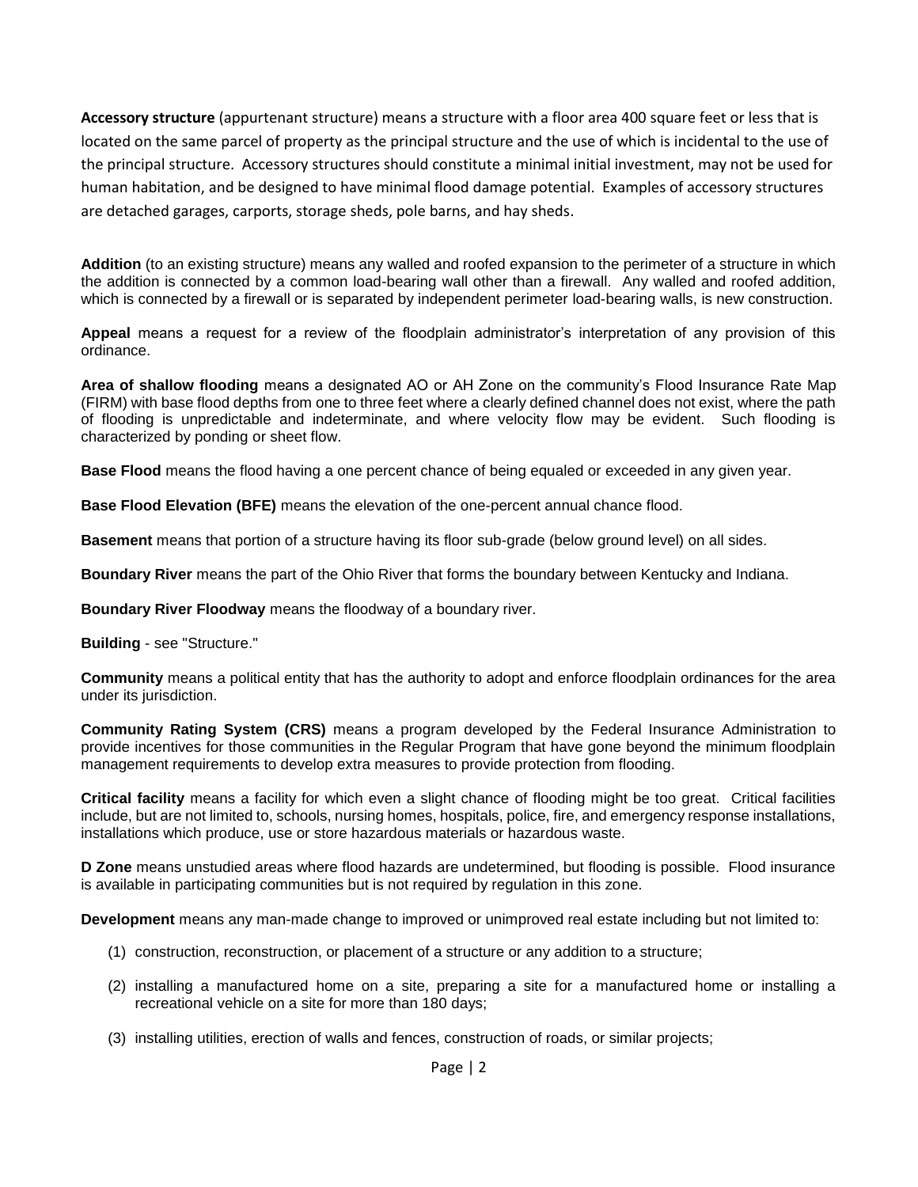**Accessory structure** (appurtenant structure) means a structure with a floor area 400 square feet or less that is located on the same parcel of property as the principal structure and the use of which is incidental to the use of the principal structure. Accessory structures should constitute a minimal initial investment, may not be used for human habitation, and be designed to have minimal flood damage potential. Examples of accessory structures are detached garages, carports, storage sheds, pole barns, and hay sheds.

**Addition** (to an existing structure) means any walled and roofed expansion to the perimeter of a structure in which the addition is connected by a common load-bearing wall other than a firewall. Any walled and roofed addition, which is connected by a firewall or is separated by independent perimeter load-bearing walls, is new construction.

**Appeal** means a request for a review of the floodplain administrator's interpretation of any provision of this ordinance.

**Area of shallow flooding** means a designated AO or AH Zone on the community's Flood Insurance Rate Map (FIRM) with base flood depths from one to three feet where a clearly defined channel does not exist, where the path of flooding is unpredictable and indeterminate, and where velocity flow may be evident. Such flooding is characterized by ponding or sheet flow.

**Base Flood** means the flood having a one percent chance of being equaled or exceeded in any given year.

**Base Flood Elevation (BFE)** means the elevation of the one-percent annual chance flood.

**Basement** means that portion of a structure having its floor sub-grade (below ground level) on all sides.

**Boundary River** means the part of the Ohio River that forms the boundary between Kentucky and Indiana.

**Boundary River Floodway** means the floodway of a boundary river.

**Building** - see "Structure."

**Community** means a political entity that has the authority to adopt and enforce floodplain ordinances for the area under its jurisdiction.

**Community Rating System (CRS)** means a program developed by the Federal Insurance Administration to provide incentives for those communities in the Regular Program that have gone beyond the minimum floodplain management requirements to develop extra measures to provide protection from flooding.

**Critical facility** means a facility for which even a slight chance of flooding might be too great. Critical facilities include, but are not limited to, schools, nursing homes, hospitals, police, fire, and emergency response installations, installations which produce, use or store hazardous materials or hazardous waste.

**D Zone** means unstudied areas where flood hazards are undetermined, but flooding is possible. Flood insurance is available in participating communities but is not required by regulation in this zone.

**Development** means any man-made change to improved or unimproved real estate including but not limited to:

(1) construction, reconstruction, or placement of a structure or any addition to a structure;

(2) installing a manufactured home on a site, preparing a site for a manufactured home or installing a recreational vehicle on a site for more than 180 days;

(3) installing utilities, erection of walls and fences, construction of roads, or similar projects;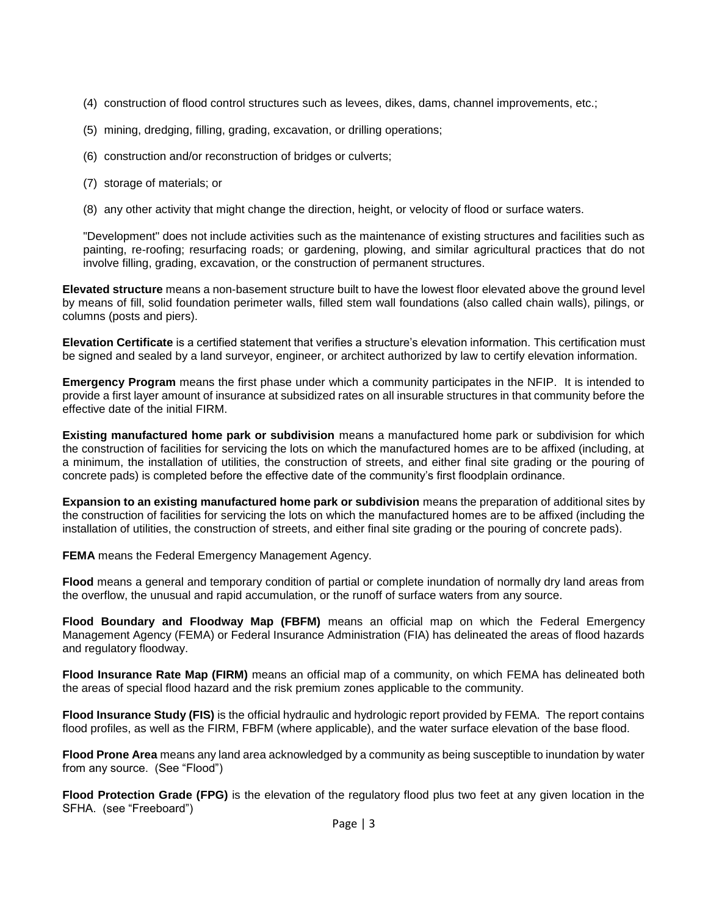(4) construction of flood control structures such as levees, dikes, dams, channel improvements, etc.;

(5) mining, dredging, filling, grading, excavation, or drilling operations;

(6) construction and/or reconstruction of bridges or culverts;

(7) storage of materials; or

(8) any other activity that might change the direction, height, or velocity of flood or surface waters.

"Development" does not include activities such as the maintenance of existing structures and facilities such as painting, re-roofing; resurfacing roads; or gardening, plowing, and similar agricultural practices that do not involve filling, grading, excavation, or the construction of permanent structures.

**Elevated structure** means a non-basement structure built to have the lowest floor elevated above the ground level by means of fill, solid foundation perimeter walls, filled stem wall foundations (also called chain walls), pilings, or columns (posts and piers).

**Elevation Certificate** is a certified statement that verifies a structure's elevation information. This certification must be signed and sealed by a land surveyor, engineer, or architect authorized by law to certify elevation information.

**Emergency Program** means the first phase under which a community participates in the NFIP. It is intended to provide a first layer amount of insurance at subsidized rates on all insurable structures in that community before the effective date of the initial FIRM.

**Existing manufactured home park or subdivision** means a manufactured home park or subdivision for which the construction of facilities for servicing the lots on which the manufactured homes are to be affixed (including, at a minimum, the installation of utilities, the construction of streets, and either final site grading or the pouring of concrete pads) is completed before the effective date of the community's first floodplain ordinance.

**Expansion to an existing manufactured home park or subdivision** means the preparation of additional sites by the construction of facilities for servicing the lots on which the manufactured homes are to be affixed (including the installation of utilities, the construction of streets, and either final site grading or the pouring of concrete pads).

**FEMA** means the Federal Emergency Management Agency.

**Flood** means a general and temporary condition of partial or complete inundation of normally dry land areas from the overflow, the unusual and rapid accumulation, or the runoff of surface waters from any source.

**Flood Boundary and Floodway Map (FBFM)** means an official map on which the Federal Emergency Management Agency (FEMA) or Federal Insurance Administration (FIA) has delineated the areas of flood hazards and regulatory floodway.

**Flood Insurance Rate Map (FIRM)** means an official map of a community, on which FEMA has delineated both the areas of special flood hazard and the risk premium zones applicable to the community.

**Flood Insurance Study (FIS)** is the official hydraulic and hydrologic report provided by FEMA. The report contains flood profiles, as well as the FIRM, FBFM (where applicable), and the water surface elevation of the base flood.

**Flood Prone Area** means any land area acknowledged by a community as being susceptible to inundation by water from any source. (See "Flood")

**Flood Protection Grade (FPG)** is the elevation of the regulatory flood plus two feet at any given location in the SFHA. (see "Freeboard")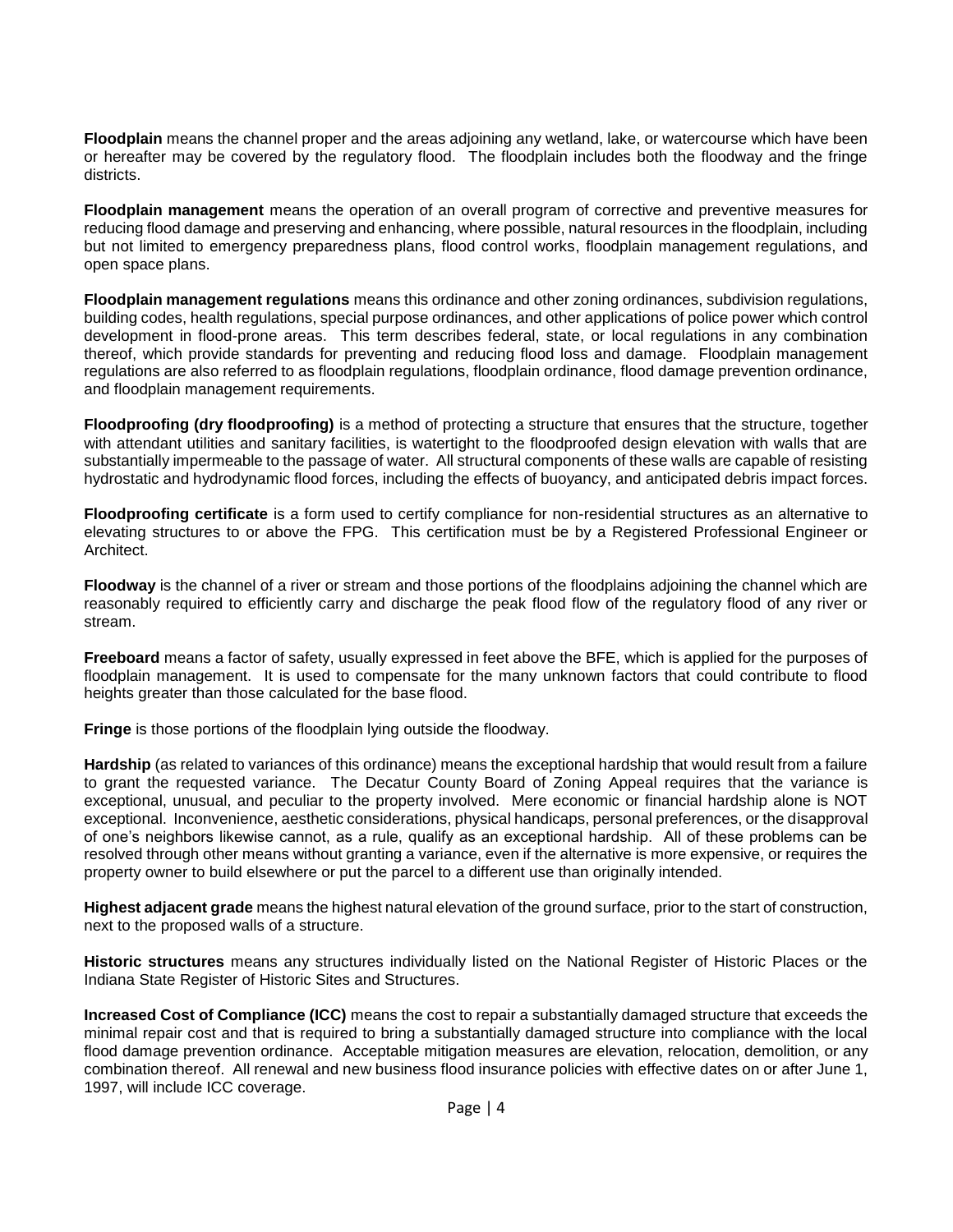**Floodplain** means the channel proper and the areas adjoining any wetland, lake, or watercourse which have been or hereafter may be covered by the regulatory flood. The floodplain includes both the floodway and the fringe districts.

**Floodplain management** means the operation of an overall program of corrective and preventive measures for reducing flood damage and preserving and enhancing, where possible, natural resources in the floodplain, including but not limited to emergency preparedness plans, flood control works, floodplain management regulations, and open space plans.

**Floodplain management regulations** means this ordinance and other zoning ordinances, subdivision regulations, building codes, health regulations, special purpose ordinances, and other applications of police power which control development in flood-prone areas. This term describes federal, state, or local regulations in any combination thereof, which provide standards for preventing and reducing flood loss and damage. Floodplain management regulations are also referred to as floodplain regulations, floodplain ordinance, flood damage prevention ordinance, and floodplain management requirements.

**Floodproofing (dry floodproofing)** is a method of protecting a structure that ensures that the structure, together with attendant utilities and sanitary facilities, is watertight to the floodproofed design elevation with walls that are substantially impermeable to the passage of water. All structural components of these walls are capable of resisting hydrostatic and hydrodynamic flood forces, including the effects of buoyancy, and anticipated debris impact forces.

**Floodproofing certificate** is a form used to certify compliance for non-residential structures as an alternative to elevating structures to or above the FPG. This certification must be by a Registered Professional Engineer or Architect.

**Floodway** is the channel of a river or stream and those portions of the floodplains adjoining the channel which are reasonably required to efficiently carry and discharge the peak flood flow of the regulatory flood of any river or stream.

**Freeboard** means a factor of safety, usually expressed in feet above the BFE, which is applied for the purposes of floodplain management. It is used to compensate for the many unknown factors that could contribute to flood heights greater than those calculated for the base flood.

**Fringe** is those portions of the floodplain lying outside the floodway.

**Hardship** (as related to variances of this ordinance) means the exceptional hardship that would result from a failure to grant the requested variance. The Decatur County Board of Zoning Appeal requires that the variance is exceptional, unusual, and peculiar to the property involved. Mere economic or financial hardship alone is NOT exceptional. Inconvenience, aesthetic considerations, physical handicaps, personal preferences, or the disapproval of one's neighbors likewise cannot, as a rule, qualify as an exceptional hardship. All of these problems can be resolved through other means without granting a variance, even if the alternative is more expensive, or requires the property owner to build elsewhere or put the parcel to a different use than originally intended.

**Highest adjacent grade** means the highest natural elevation of the ground surface, prior to the start of construction, next to the proposed walls of a structure.

**Historic structures** means any structures individually listed on the National Register of Historic Places or the Indiana State Register of Historic Sites and Structures.

**Increased Cost of Compliance (ICC)** means the cost to repair a substantially damaged structure that exceeds the minimal repair cost and that is required to bring a substantially damaged structure into compliance with the local flood damage prevention ordinance. Acceptable mitigation measures are elevation, relocation, demolition, or any combination thereof. All renewal and new business flood insurance policies with effective dates on or after June 1, 1997, will include ICC coverage.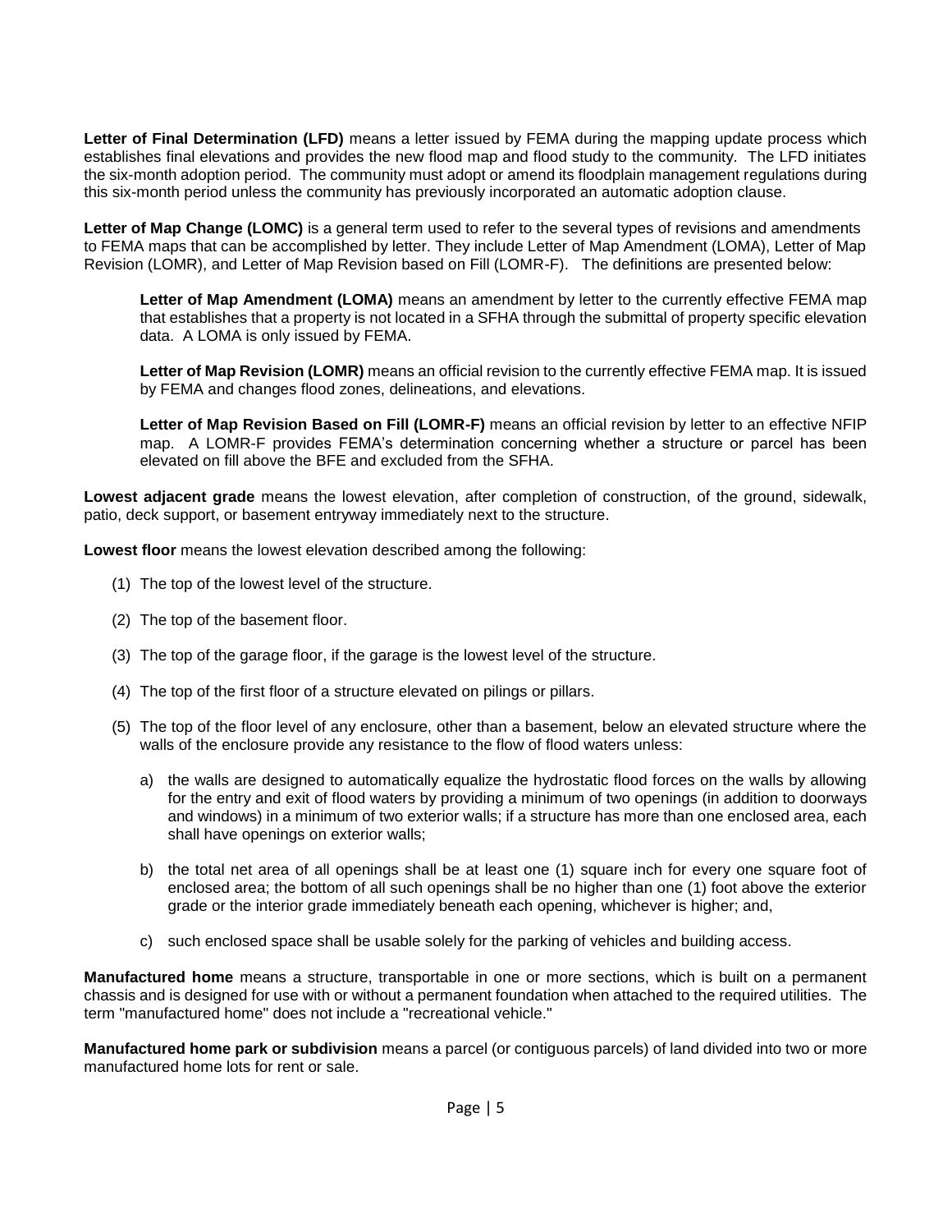**Letter of Final Determination (LFD)** means a letter issued by FEMA during the mapping update process which establishes final elevations and provides the new flood map and flood study to the community. The LFD initiates the six-month adoption period. The community must adopt or amend its floodplain management regulations during this six-month period unless the community has previously incorporated an automatic adoption clause.

**Letter of Map Change (LOMC)** is a general term used to refer to the several types of revisions and amendments to FEMA maps that can be accomplished by letter. They include Letter of Map Amendment (LOMA), Letter of Map Revision (LOMR), and Letter of Map Revision based on Fill (LOMR-F). The definitions are presented below:

> **Letter of Map Amendment (LOMA)** means an amendment by letter to the currently effective FEMA map that establishes that a property is not located in a SFHA through the submittal of property specific elevation data. A LOMA is only issued by FEMA.
>
> **Letter of Map Revision (LOMR)** means an official revision to the currently effective FEMA map. It is issued by FEMA and changes flood zones, delineations, and elevations.
>
> **Letter of Map Revision Based on Fill (LOMR-F)** means an official revision by letter to an effective NFIP map. A LOMR-F provides FEMA's determination concerning whether a structure or parcel has been elevated on fill above the BFE and excluded from the SFHA.

**Lowest adjacent grade** means the lowest elevation, after completion of construction, of the ground, sidewalk, patio, deck support, or basement entryway immediately next to the structure.

**Lowest floor** means the lowest elevation described among the following:

(1) The top of the lowest level of the structure.

(2) The top of the basement floor.

(3) The top of the garage floor, if the garage is the lowest level of the structure.

(4) The top of the first floor of a structure elevated on pilings or pillars.

(5) The top of the floor level of any enclosure, other than a basement, below an elevated structure where the walls of the enclosure provide any resistance to the flow of flood waters unless:

   a) the walls are designed to automatically equalize the hydrostatic flood forces on the walls by allowing for the entry and exit of flood waters by providing a minimum of two openings (in addition to doorways and windows) in a minimum of two exterior walls; if a structure has more than one enclosed area, each shall have openings on exterior walls;

   b) the total net area of all openings shall be at least one (1) square inch for every one square foot of enclosed area; the bottom of all such openings shall be no higher than one (1) foot above the exterior grade or the interior grade immediately beneath each opening, whichever is higher; and,

   c) such enclosed space shall be usable solely for the parking of vehicles and building access.

**Manufactured home** means a structure, transportable in one or more sections, which is built on a permanent chassis and is designed for use with or without a permanent foundation when attached to the required utilities. The term "manufactured home" does not include a "recreational vehicle."

**Manufactured home park or subdivision** means a parcel (or contiguous parcels) of land divided into two or more manufactured home lots for rent or sale.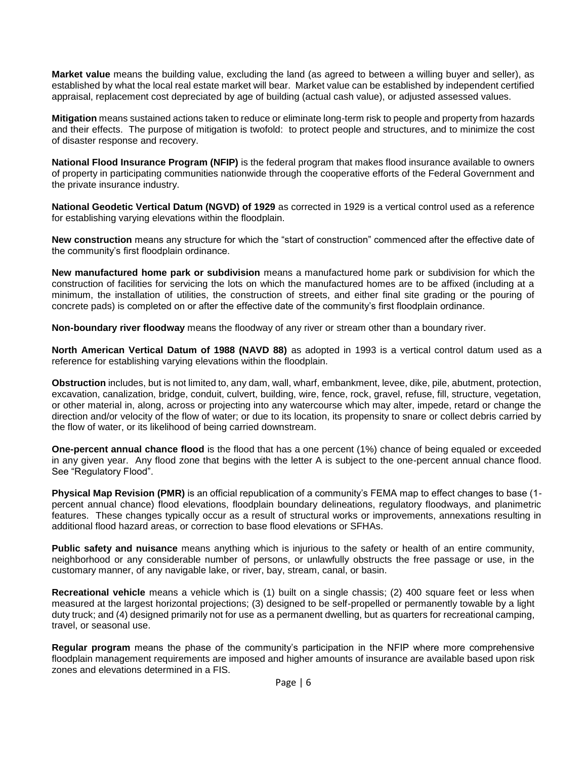**Market value** means the building value, excluding the land (as agreed to between a willing buyer and seller), as established by what the local real estate market will bear. Market value can be established by independent certified appraisal, replacement cost depreciated by age of building (actual cash value), or adjusted assessed values.

**Mitigation** means sustained actions taken to reduce or eliminate long-term risk to people and property from hazards and their effects. The purpose of mitigation is twofold: to protect people and structures, and to minimize the cost of disaster response and recovery.

**National Flood Insurance Program (NFIP)** is the federal program that makes flood insurance available to owners of property in participating communities nationwide through the cooperative efforts of the Federal Government and the private insurance industry.

**National Geodetic Vertical Datum (NGVD) of 1929** as corrected in 1929 is a vertical control used as a reference for establishing varying elevations within the floodplain.

**New construction** means any structure for which the "start of construction" commenced after the effective date of the community's first floodplain ordinance.

**New manufactured home park or subdivision** means a manufactured home park or subdivision for which the construction of facilities for servicing the lots on which the manufactured homes are to be affixed (including at a minimum, the installation of utilities, the construction of streets, and either final site grading or the pouring of concrete pads) is completed on or after the effective date of the community's first floodplain ordinance.

**Non-boundary river floodway** means the floodway of any river or stream other than a boundary river.

**North American Vertical Datum of 1988 (NAVD 88)** as adopted in 1993 is a vertical control datum used as a reference for establishing varying elevations within the floodplain.

**Obstruction** includes, but is not limited to, any dam, wall, wharf, embankment, levee, dike, pile, abutment, protection, excavation, canalization, bridge, conduit, culvert, building, wire, fence, rock, gravel, refuse, fill, structure, vegetation, or other material in, along, across or projecting into any watercourse which may alter, impede, retard or change the direction and/or velocity of the flow of water; or due to its location, its propensity to snare or collect debris carried by the flow of water, or its likelihood of being carried downstream.

**One-percent annual chance flood** is the flood that has a one percent (1%) chance of being equaled or exceeded in any given year. Any flood zone that begins with the letter A is subject to the one-percent annual chance flood. See "Regulatory Flood".

**Physical Map Revision (PMR)** is an official republication of a community's FEMA map to effect changes to base (1-percent annual chance) flood elevations, floodplain boundary delineations, regulatory floodways, and planimetric features. These changes typically occur as a result of structural works or improvements, annexations resulting in additional flood hazard areas, or correction to base flood elevations or SFHAs.

**Public safety and nuisance** means anything which is injurious to the safety or health of an entire community, neighborhood or any considerable number of persons, or unlawfully obstructs the free passage or use, in the customary manner, of any navigable lake, or river, bay, stream, canal, or basin.

**Recreational vehicle** means a vehicle which is (1) built on a single chassis; (2) 400 square feet or less when measured at the largest horizontal projections; (3) designed to be self-propelled or permanently towable by a light duty truck; and (4) designed primarily not for use as a permanent dwelling, but as quarters for recreational camping, travel, or seasonal use.

**Regular program** means the phase of the community's participation in the NFIP where more comprehensive floodplain management requirements are imposed and higher amounts of insurance are available based upon risk zones and elevations determined in a FIS.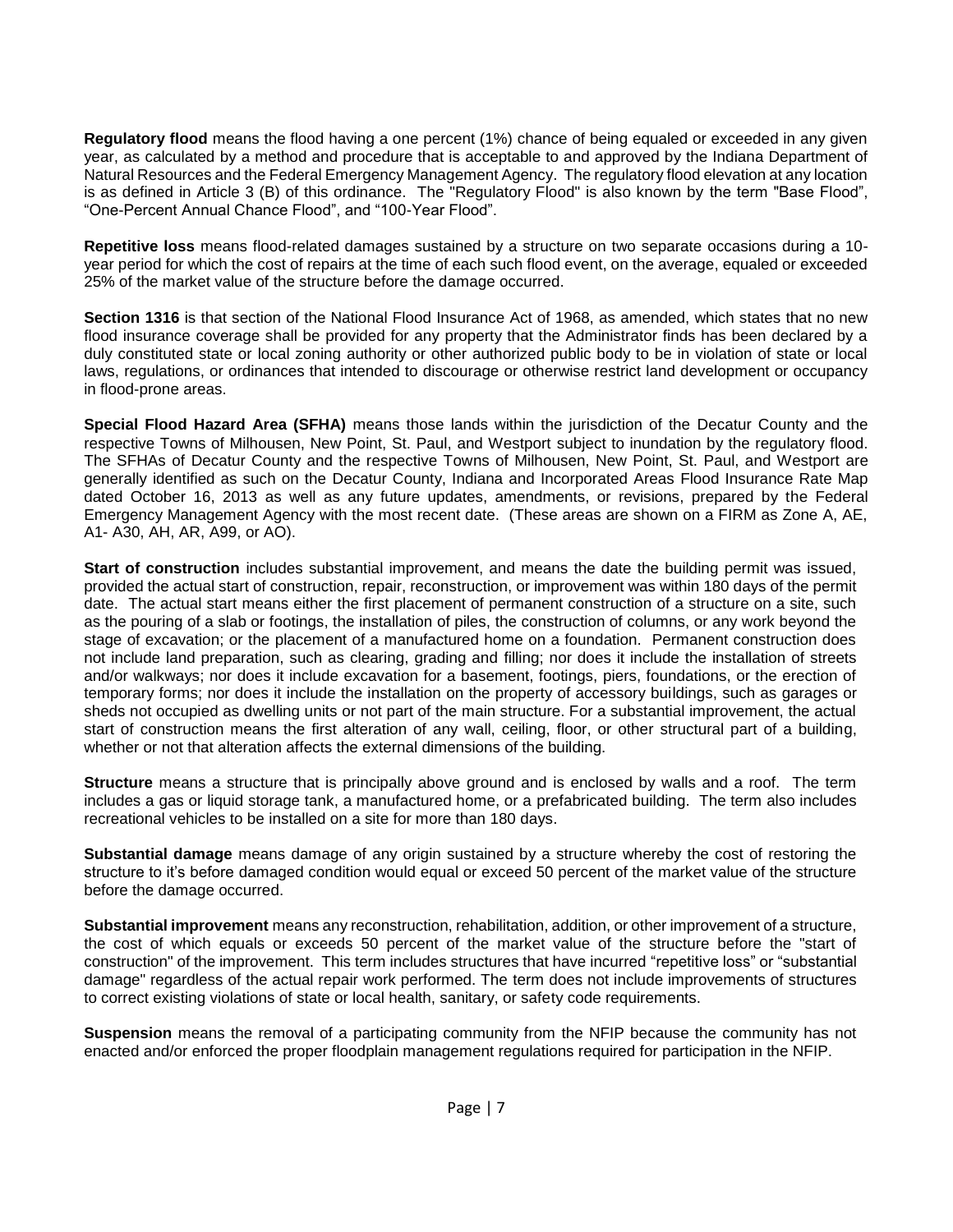**Regulatory flood** means the flood having a one percent (1%) chance of being equaled or exceeded in any given year, as calculated by a method and procedure that is acceptable to and approved by the Indiana Department of Natural Resources and the Federal Emergency Management Agency. The regulatory flood elevation at any location is as defined in Article 3 (B) of this ordinance. The "Regulatory Flood" is also known by the term "Base Flood", "One-Percent Annual Chance Flood", and "100-Year Flood".

**Repetitive loss** means flood-related damages sustained by a structure on two separate occasions during a 10-year period for which the cost of repairs at the time of each such flood event, on the average, equaled or exceeded 25% of the market value of the structure before the damage occurred.

**Section 1316** is that section of the National Flood Insurance Act of 1968, as amended, which states that no new flood insurance coverage shall be provided for any property that the Administrator finds has been declared by a duly constituted state or local zoning authority or other authorized public body to be in violation of state or local laws, regulations, or ordinances that intended to discourage or otherwise restrict land development or occupancy in flood-prone areas.

**Special Flood Hazard Area (SFHA)** means those lands within the jurisdiction of the Decatur County and the respective Towns of Milhousen, New Point, St. Paul, and Westport subject to inundation by the regulatory flood. The SFHAs of Decatur County and the respective Towns of Milhousen, New Point, St. Paul, and Westport are generally identified as such on the Decatur County, Indiana and Incorporated Areas Flood Insurance Rate Map dated October 16, 2013 as well as any future updates, amendments, or revisions, prepared by the Federal Emergency Management Agency with the most recent date. (These areas are shown on a FIRM as Zone A, AE, A1- A30, AH, AR, A99, or AO).

**Start of construction** includes substantial improvement, and means the date the building permit was issued, provided the actual start of construction, repair, reconstruction, or improvement was within 180 days of the permit date. The actual start means either the first placement of permanent construction of a structure on a site, such as the pouring of a slab or footings, the installation of piles, the construction of columns, or any work beyond the stage of excavation; or the placement of a manufactured home on a foundation. Permanent construction does not include land preparation, such as clearing, grading and filling; nor does it include the installation of streets and/or walkways; nor does it include excavation for a basement, footings, piers, foundations, or the erection of temporary forms; nor does it include the installation on the property of accessory buildings, such as garages or sheds not occupied as dwelling units or not part of the main structure. For a substantial improvement, the actual start of construction means the first alteration of any wall, ceiling, floor, or other structural part of a building, whether or not that alteration affects the external dimensions of the building.

**Structure** means a structure that is principally above ground and is enclosed by walls and a roof. The term includes a gas or liquid storage tank, a manufactured home, or a prefabricated building. The term also includes recreational vehicles to be installed on a site for more than 180 days.

**Substantial damage** means damage of any origin sustained by a structure whereby the cost of restoring the structure to it's before damaged condition would equal or exceed 50 percent of the market value of the structure before the damage occurred.

**Substantial improvement** means any reconstruction, rehabilitation, addition, or other improvement of a structure, the cost of which equals or exceeds 50 percent of the market value of the structure before the "start of construction" of the improvement. This term includes structures that have incurred "repetitive loss" or "substantial damage" regardless of the actual repair work performed. The term does not include improvements of structures to correct existing violations of state or local health, sanitary, or safety code requirements.

**Suspension** means the removal of a participating community from the NFIP because the community has not enacted and/or enforced the proper floodplain management regulations required for participation in the NFIP.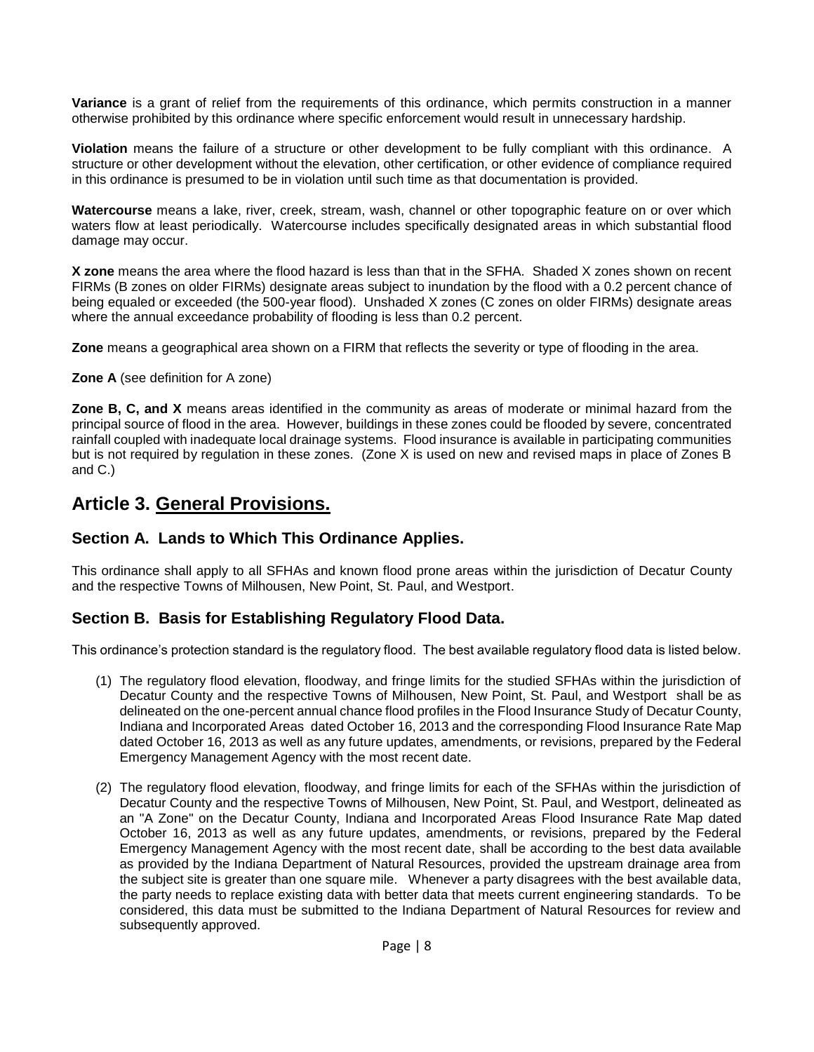**Variance** is a grant of relief from the requirements of this ordinance, which permits construction in a manner otherwise prohibited by this ordinance where specific enforcement would result in unnecessary hardship.

**Violation** means the failure of a structure or other development to be fully compliant with this ordinance. A structure or other development without the elevation, other certification, or other evidence of compliance required in this ordinance is presumed to be in violation until such time as that documentation is provided.

**Watercourse** means a lake, river, creek, stream, wash, channel or other topographic feature on or over which waters flow at least periodically. Watercourse includes specifically designated areas in which substantial flood damage may occur.

**X zone** means the area where the flood hazard is less than that in the SFHA. Shaded X zones shown on recent FIRMs (B zones on older FIRMs) designate areas subject to inundation by the flood with a 0.2 percent chance of being equaled or exceeded (the 500-year flood). Unshaded X zones (C zones on older FIRMs) designate areas where the annual exceedance probability of flooding is less than 0.2 percent.

**Zone** means a geographical area shown on a FIRM that reflects the severity or type of flooding in the area.

**Zone A** (see definition for A zone)

**Zone B, C, and X** means areas identified in the community as areas of moderate or minimal hazard from the principal source of flood in the area. However, buildings in these zones could be flooded by severe, concentrated rainfall coupled with inadequate local drainage systems. Flood insurance is available in participating communities but is not required by regulation in these zones. (Zone X is used on new and revised maps in place of Zones B and C.)

# Article 3. General Provisions.

## Section A. Lands to Which This Ordinance Applies.

This ordinance shall apply to all SFHAs and known flood prone areas within the jurisdiction of Decatur County and the respective Towns of Milhousen, New Point, St. Paul, and Westport.

## Section B. Basis for Establishing Regulatory Flood Data.

This ordinance's protection standard is the regulatory flood. The best available regulatory flood data is listed below.

(1) The regulatory flood elevation, floodway, and fringe limits for the studied SFHAs within the jurisdiction of Decatur County and the respective Towns of Milhousen, New Point, St. Paul, and Westport shall be as delineated on the one-percent annual chance flood profiles in the Flood Insurance Study of Decatur County, Indiana and Incorporated Areas dated October 16, 2013 and the corresponding Flood Insurance Rate Map dated October 16, 2013 as well as any future updates, amendments, or revisions, prepared by the Federal Emergency Management Agency with the most recent date.

(2) The regulatory flood elevation, floodway, and fringe limits for each of the SFHAs within the jurisdiction of Decatur County and the respective Towns of Milhousen, New Point, St. Paul, and Westport, delineated as an "A Zone" on the Decatur County, Indiana and Incorporated Areas Flood Insurance Rate Map dated October 16, 2013 as well as any future updates, amendments, or revisions, prepared by the Federal Emergency Management Agency with the most recent date, shall be according to the best data available as provided by the Indiana Department of Natural Resources, provided the upstream drainage area from the subject site is greater than one square mile. Whenever a party disagrees with the best available data, the party needs to replace existing data with better data that meets current engineering standards. To be considered, this data must be submitted to the Indiana Department of Natural Resources for review and subsequently approved.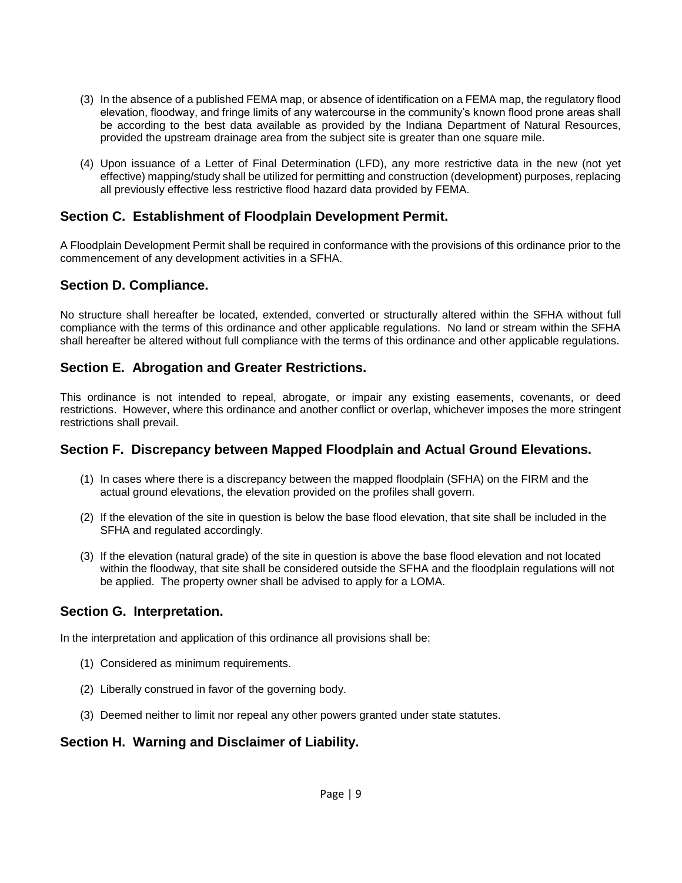(3) In the absence of a published FEMA map, or absence of identification on a FEMA map, the regulatory flood elevation, floodway, and fringe limits of any watercourse in the community's known flood prone areas shall be according to the best data available as provided by the Indiana Department of Natural Resources, provided the upstream drainage area from the subject site is greater than one square mile.

(4) Upon issuance of a Letter of Final Determination (LFD), any more restrictive data in the new (not yet effective) mapping/study shall be utilized for permitting and construction (development) purposes, replacing all previously effective less restrictive flood hazard data provided by FEMA.

## Section C. Establishment of Floodplain Development Permit.

A Floodplain Development Permit shall be required in conformance with the provisions of this ordinance prior to the commencement of any development activities in a SFHA.

## Section D. Compliance.

No structure shall hereafter be located, extended, converted or structurally altered within the SFHA without full compliance with the terms of this ordinance and other applicable regulations. No land or stream within the SFHA shall hereafter be altered without full compliance with the terms of this ordinance and other applicable regulations.

## Section E. Abrogation and Greater Restrictions.

This ordinance is not intended to repeal, abrogate, or impair any existing easements, covenants, or deed restrictions. However, where this ordinance and another conflict or overlap, whichever imposes the more stringent restrictions shall prevail.

## Section F. Discrepancy between Mapped Floodplain and Actual Ground Elevations.

(1) In cases where there is a discrepancy between the mapped floodplain (SFHA) on the FIRM and the actual ground elevations, the elevation provided on the profiles shall govern.

(2) If the elevation of the site in question is below the base flood elevation, that site shall be included in the SFHA and regulated accordingly.

(3) If the elevation (natural grade) of the site in question is above the base flood elevation and not located within the floodway, that site shall be considered outside the SFHA and the floodplain regulations will not be applied. The property owner shall be advised to apply for a LOMA.

## Section G. Interpretation.

In the interpretation and application of this ordinance all provisions shall be:

(1) Considered as minimum requirements.

(2) Liberally construed in favor of the governing body.

(3) Deemed neither to limit nor repeal any other powers granted under state statutes.

## Section H. Warning and Disclaimer of Liability.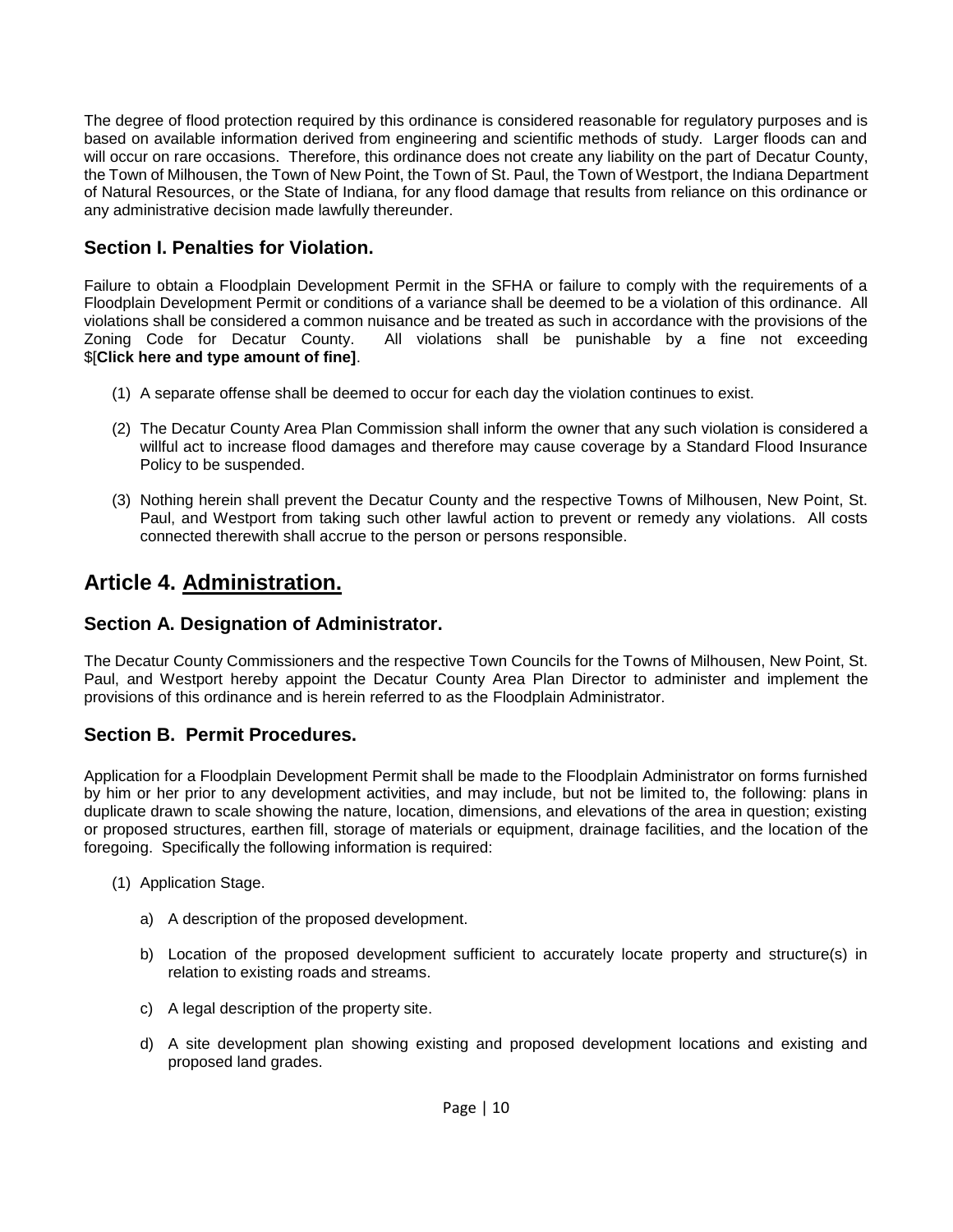The degree of flood protection required by this ordinance is considered reasonable for regulatory purposes and is based on available information derived from engineering and scientific methods of study. Larger floods can and will occur on rare occasions. Therefore, this ordinance does not create any liability on the part of Decatur County, the Town of Milhousen, the Town of New Point, the Town of St. Paul, the Town of Westport, the Indiana Department of Natural Resources, or the State of Indiana, for any flood damage that results from reliance on this ordinance or any administrative decision made lawfully thereunder.

### Section I. Penalties for Violation.

Failure to obtain a Floodplain Development Permit in the SFHA or failure to comply with the requirements of a Floodplain Development Permit or conditions of a variance shall be deemed to be a violation of this ordinance. All violations shall be considered a common nuisance and be treated as such in accordance with the provisions of the Zoning Code for Decatur County. All violations shall be punishable by a fine not exceeding $[**Click here and type amount of fine]**.

(1) A separate offense shall be deemed to occur for each day the violation continues to exist.

(2) The Decatur County Area Plan Commission shall inform the owner that any such violation is considered a willful act to increase flood damages and therefore may cause coverage by a Standard Flood Insurance Policy to be suspended.

(3) Nothing herein shall prevent the Decatur County and the respective Towns of Milhousen, New Point, St. Paul, and Westport from taking such other lawful action to prevent or remedy any violations. All costs connected therewith shall accrue to the person or persons responsible.

## Article 4. Administration.

### Section A. Designation of Administrator.

The Decatur County Commissioners and the respective Town Councils for the Towns of Milhousen, New Point, St. Paul, and Westport hereby appoint the Decatur County Area Plan Director to administer and implement the provisions of this ordinance and is herein referred to as the Floodplain Administrator.

### Section B. Permit Procedures.

Application for a Floodplain Development Permit shall be made to the Floodplain Administrator on forms furnished by him or her prior to any development activities, and may include, but not be limited to, the following: plans in duplicate drawn to scale showing the nature, location, dimensions, and elevations of the area in question; existing or proposed structures, earthen fill, storage of materials or equipment, drainage facilities, and the location of the foregoing. Specifically the following information is required:

(1) Application Stage.

a) A description of the proposed development.

b) Location of the proposed development sufficient to accurately locate property and structure(s) in relation to existing roads and streams.

c) A legal description of the property site.

d) A site development plan showing existing and proposed development locations and existing and proposed land grades.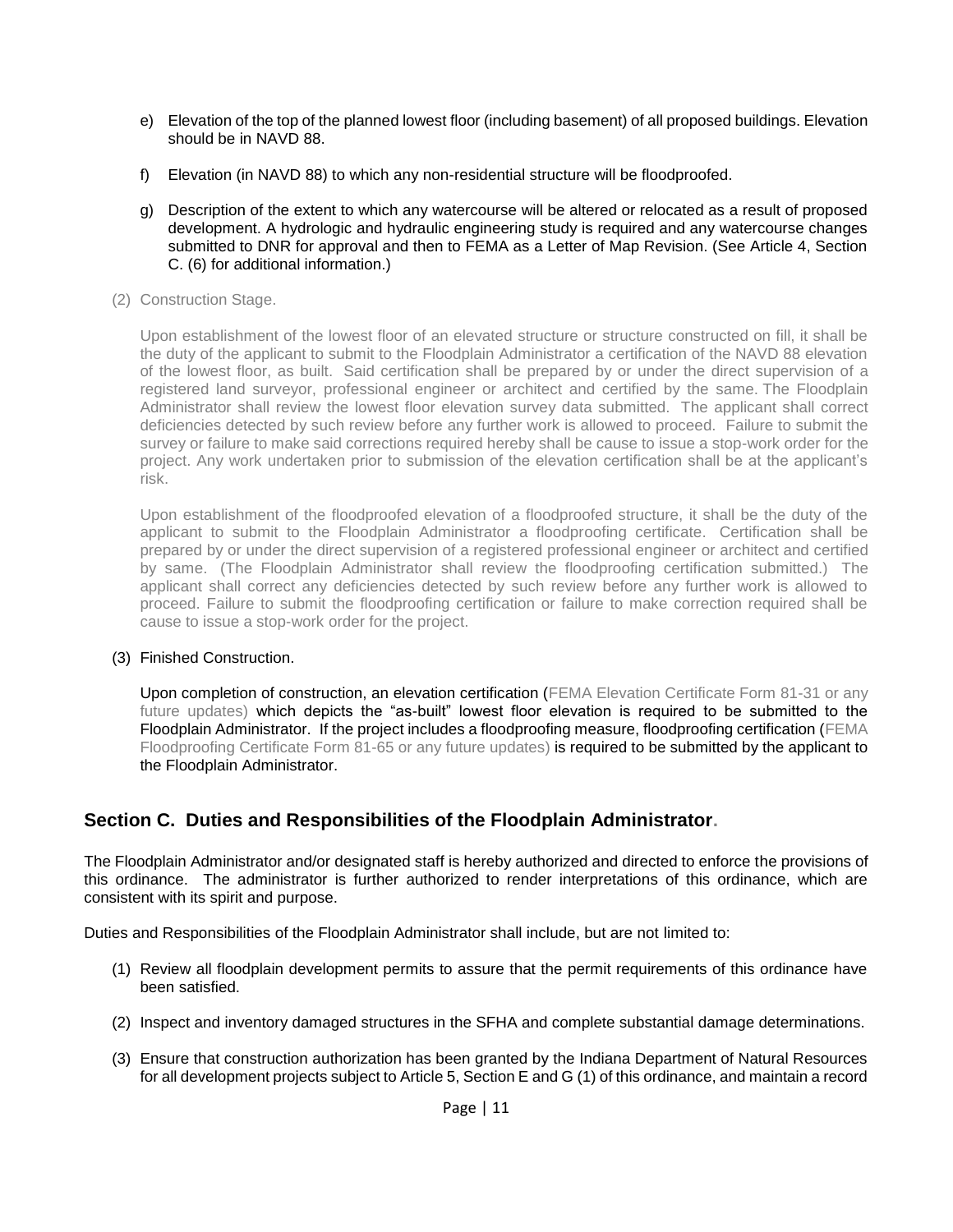e) Elevation of the top of the planned lowest floor (including basement) of all proposed buildings. Elevation should be in NAVD 88.

f) Elevation (in NAVD 88) to which any non-residential structure will be floodproofed.

g) Description of the extent to which any watercourse will be altered or relocated as a result of proposed development. A hydrologic and hydraulic engineering study is required and any watercourse changes submitted to DNR for approval and then to FEMA as a Letter of Map Revision. (See Article 4, Section C. (6) for additional information.)

(2) Construction Stage.

Upon establishment of the lowest floor of an elevated structure or structure constructed on fill, it shall be the duty of the applicant to submit to the Floodplain Administrator a certification of the NAVD 88 elevation of the lowest floor, as built. Said certification shall be prepared by or under the direct supervision of a registered land surveyor, professional engineer or architect and certified by the same. The Floodplain Administrator shall review the lowest floor elevation survey data submitted. The applicant shall correct deficiencies detected by such review before any further work is allowed to proceed. Failure to submit the survey or failure to make said corrections required hereby shall be cause to issue a stop-work order for the project. Any work undertaken prior to submission of the elevation certification shall be at the applicant's risk.

Upon establishment of the floodproofed elevation of a floodproofed structure, it shall be the duty of the applicant to submit to the Floodplain Administrator a floodproofing certificate. Certification shall be prepared by or under the direct supervision of a registered professional engineer or architect and certified by same. (The Floodplain Administrator shall review the floodproofing certification submitted.) The applicant shall correct any deficiencies detected by such review before any further work is allowed to proceed. Failure to submit the floodproofing certification or failure to make correction required shall be cause to issue a stop-work order for the project.

(3) Finished Construction.

Upon completion of construction, an elevation certification (FEMA Elevation Certificate Form 81-31 or any future updates) which depicts the "as-built" lowest floor elevation is required to be submitted to the Floodplain Administrator. If the project includes a floodproofing measure, floodproofing certification (FEMA Floodproofing Certificate Form 81-65 or any future updates) is required to be submitted by the applicant to the Floodplain Administrator.

## Section C. Duties and Responsibilities of the Floodplain Administrator.

The Floodplain Administrator and/or designated staff is hereby authorized and directed to enforce the provisions of this ordinance. The administrator is further authorized to render interpretations of this ordinance, which are consistent with its spirit and purpose.

Duties and Responsibilities of the Floodplain Administrator shall include, but are not limited to:

(1) Review all floodplain development permits to assure that the permit requirements of this ordinance have been satisfied.

(2) Inspect and inventory damaged structures in the SFHA and complete substantial damage determinations.

(3) Ensure that construction authorization has been granted by the Indiana Department of Natural Resources for all development projects subject to Article 5, Section E and G (1) of this ordinance, and maintain a record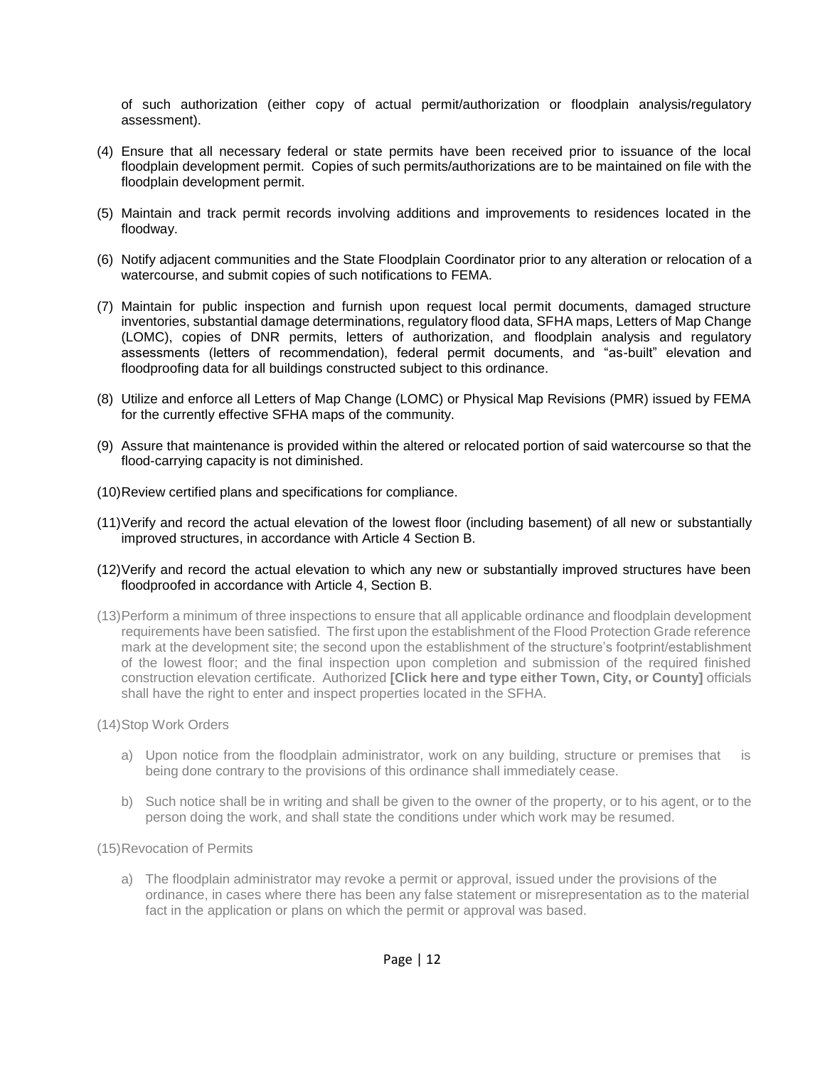of such authorization (either copy of actual permit/authorization or floodplain analysis/regulatory assessment).

(4) Ensure that all necessary federal or state permits have been received prior to issuance of the local floodplain development permit. Copies of such permits/authorizations are to be maintained on file with the floodplain development permit.

(5) Maintain and track permit records involving additions and improvements to residences located in the floodway.

(6) Notify adjacent communities and the State Floodplain Coordinator prior to any alteration or relocation of a watercourse, and submit copies of such notifications to FEMA.

(7) Maintain for public inspection and furnish upon request local permit documents, damaged structure inventories, substantial damage determinations, regulatory flood data, SFHA maps, Letters of Map Change (LOMC), copies of DNR permits, letters of authorization, and floodplain analysis and regulatory assessments (letters of recommendation), federal permit documents, and "as-built" elevation and floodproofing data for all buildings constructed subject to this ordinance.

(8) Utilize and enforce all Letters of Map Change (LOMC) or Physical Map Revisions (PMR) issued by FEMA for the currently effective SFHA maps of the community.

(9) Assure that maintenance is provided within the altered or relocated portion of said watercourse so that the flood-carrying capacity is not diminished.

(10) Review certified plans and specifications for compliance.

(11) Verify and record the actual elevation of the lowest floor (including basement) of all new or substantially improved structures, in accordance with Article 4 Section B.

(12) Verify and record the actual elevation to which any new or substantially improved structures have been floodproofed in accordance with Article 4, Section B.

(13) Perform a minimum of three inspections to ensure that all applicable ordinance and floodplain development requirements have been satisfied. The first upon the establishment of the Flood Protection Grade reference mark at the development site; the second upon the establishment of the structure's footprint/establishment of the lowest floor; and the final inspection upon completion and submission of the required finished construction elevation certificate. Authorized **[Click here and type either Town, City, or County]** officials shall have the right to enter and inspect properties located in the SFHA.

(14) Stop Work Orders

   a) Upon notice from the floodplain administrator, work on any building, structure or premises that is being done contrary to the provisions of this ordinance shall immediately cease.

   b) Such notice shall be in writing and shall be given to the owner of the property, or to his agent, or to the person doing the work, and shall state the conditions under which work may be resumed.

(15) Revocation of Permits

   a) The floodplain administrator may revoke a permit or approval, issued under the provisions of the ordinance, in cases where there has been any false statement or misrepresentation as to the material fact in the application or plans on which the permit or approval was based.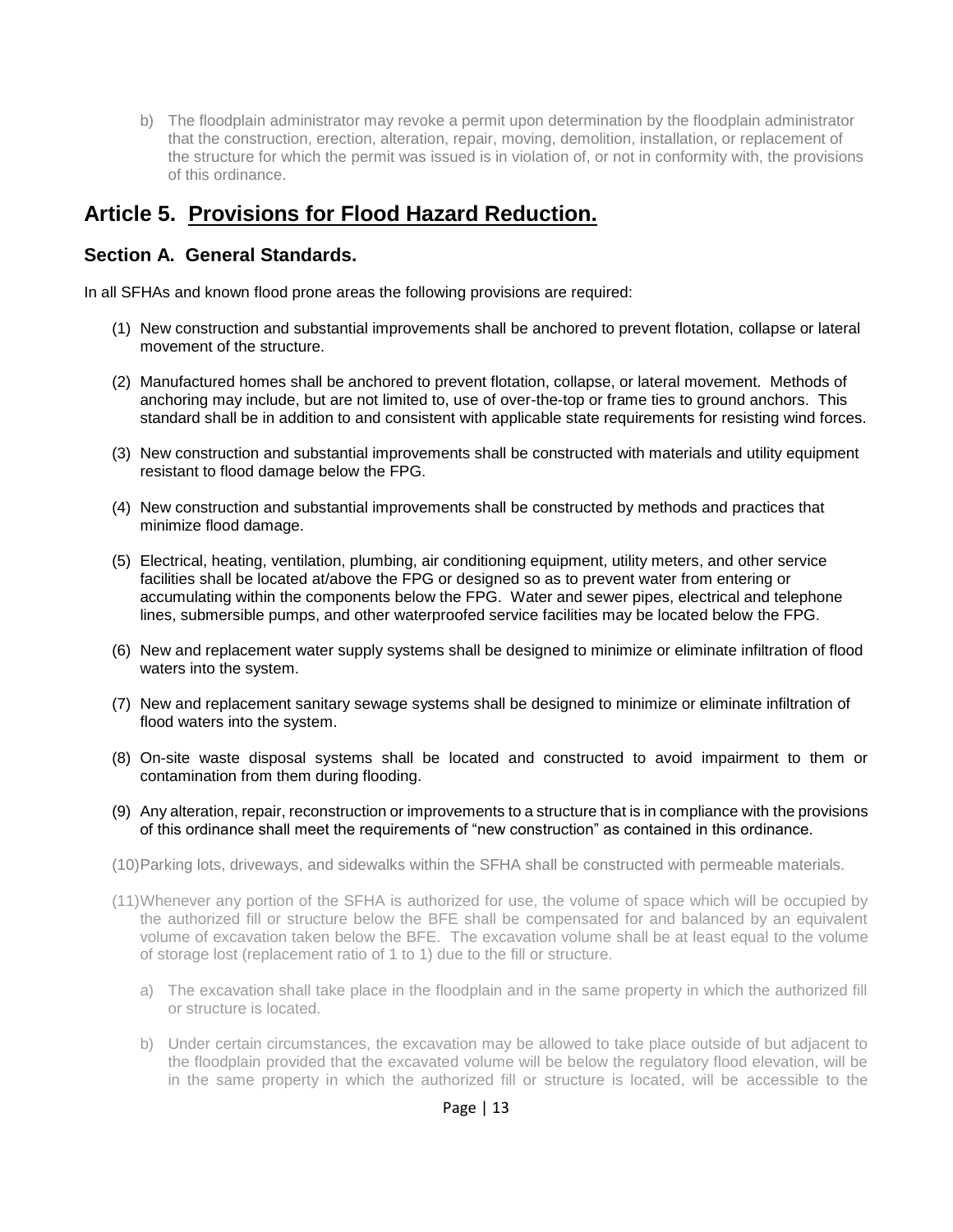b) The floodplain administrator may revoke a permit upon determination by the floodplain administrator that the construction, erection, alteration, repair, moving, demolition, installation, or replacement of the structure for which the permit was issued is in violation of, or not in conformity with, the provisions of this ordinance.

## Article 5. Provisions for Flood Hazard Reduction.

### Section A. General Standards.

In all SFHAs and known flood prone areas the following provisions are required:

(1) New construction and substantial improvements shall be anchored to prevent flotation, collapse or lateral movement of the structure.

(2) Manufactured homes shall be anchored to prevent flotation, collapse, or lateral movement. Methods of anchoring may include, but are not limited to, use of over-the-top or frame ties to ground anchors. This standard shall be in addition to and consistent with applicable state requirements for resisting wind forces.

(3) New construction and substantial improvements shall be constructed with materials and utility equipment resistant to flood damage below the FPG.

(4) New construction and substantial improvements shall be constructed by methods and practices that minimize flood damage.

(5) Electrical, heating, ventilation, plumbing, air conditioning equipment, utility meters, and other service facilities shall be located at/above the FPG or designed so as to prevent water from entering or accumulating within the components below the FPG. Water and sewer pipes, electrical and telephone lines, submersible pumps, and other waterproofed service facilities may be located below the FPG.

(6) New and replacement water supply systems shall be designed to minimize or eliminate infiltration of flood waters into the system.

(7) New and replacement sanitary sewage systems shall be designed to minimize or eliminate infiltration of flood waters into the system.

(8) On-site waste disposal systems shall be located and constructed to avoid impairment to them or contamination from them during flooding.

(9) Any alteration, repair, reconstruction or improvements to a structure that is in compliance with the provisions of this ordinance shall meet the requirements of "new construction" as contained in this ordinance.

(10) Parking lots, driveways, and sidewalks within the SFHA shall be constructed with permeable materials.

(11) Whenever any portion of the SFHA is authorized for use, the volume of space which will be occupied by the authorized fill or structure below the BFE shall be compensated for and balanced by an equivalent volume of excavation taken below the BFE. The excavation volume shall be at least equal to the volume of storage lost (replacement ratio of 1 to 1) due to the fill or structure.

a) The excavation shall take place in the floodplain and in the same property in which the authorized fill or structure is located.

b) Under certain circumstances, the excavation may be allowed to take place outside of but adjacent to the floodplain provided that the excavated volume will be below the regulatory flood elevation, will be in the same property in which the authorized fill or structure is located, will be accessible to the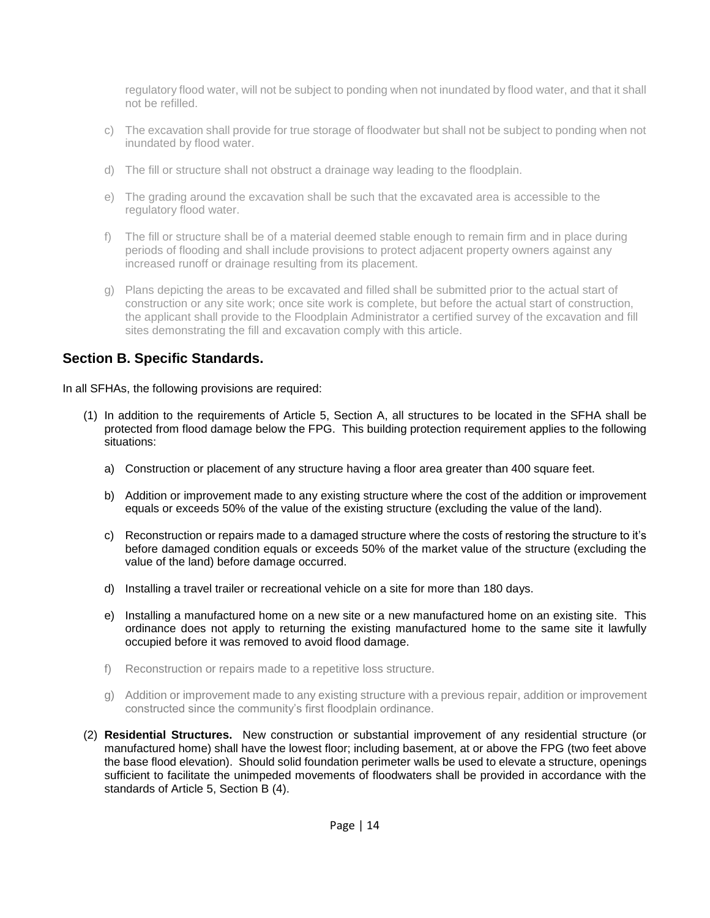regulatory flood water, will not be subject to ponding when not inundated by flood water, and that it shall not be refilled.

c) The excavation shall provide for true storage of floodwater but shall not be subject to ponding when not inundated by flood water.

d) The fill or structure shall not obstruct a drainage way leading to the floodplain.

e) The grading around the excavation shall be such that the excavated area is accessible to the regulatory flood water.

f) The fill or structure shall be of a material deemed stable enough to remain firm and in place during periods of flooding and shall include provisions to protect adjacent property owners against any increased runoff or drainage resulting from its placement.

g) Plans depicting the areas to be excavated and filled shall be submitted prior to the actual start of construction or any site work; once site work is complete, but before the actual start of construction, the applicant shall provide to the Floodplain Administrator a certified survey of the excavation and fill sites demonstrating the fill and excavation comply with this article.

## Section B. Specific Standards.

In all SFHAs, the following provisions are required:

(1) In addition to the requirements of Article 5, Section A, all structures to be located in the SFHA shall be protected from flood damage below the FPG. This building protection requirement applies to the following situations:

a) Construction or placement of any structure having a floor area greater than 400 square feet.

b) Addition or improvement made to any existing structure where the cost of the addition or improvement equals or exceeds 50% of the value of the existing structure (excluding the value of the land).

c) Reconstruction or repairs made to a damaged structure where the costs of restoring the structure to it's before damaged condition equals or exceeds 50% of the market value of the structure (excluding the value of the land) before damage occurred.

d) Installing a travel trailer or recreational vehicle on a site for more than 180 days.

e) Installing a manufactured home on a new site or a new manufactured home on an existing site. This ordinance does not apply to returning the existing manufactured home to the same site it lawfully occupied before it was removed to avoid flood damage.

f) Reconstruction or repairs made to a repetitive loss structure.

g) Addition or improvement made to any existing structure with a previous repair, addition or improvement constructed since the community's first floodplain ordinance.

(2) **Residential Structures.** New construction or substantial improvement of any residential structure (or manufactured home) shall have the lowest floor; including basement, at or above the FPG (two feet above the base flood elevation). Should solid foundation perimeter walls be used to elevate a structure, openings sufficient to facilitate the unimpeded movements of floodwaters shall be provided in accordance with the standards of Article 5, Section B (4).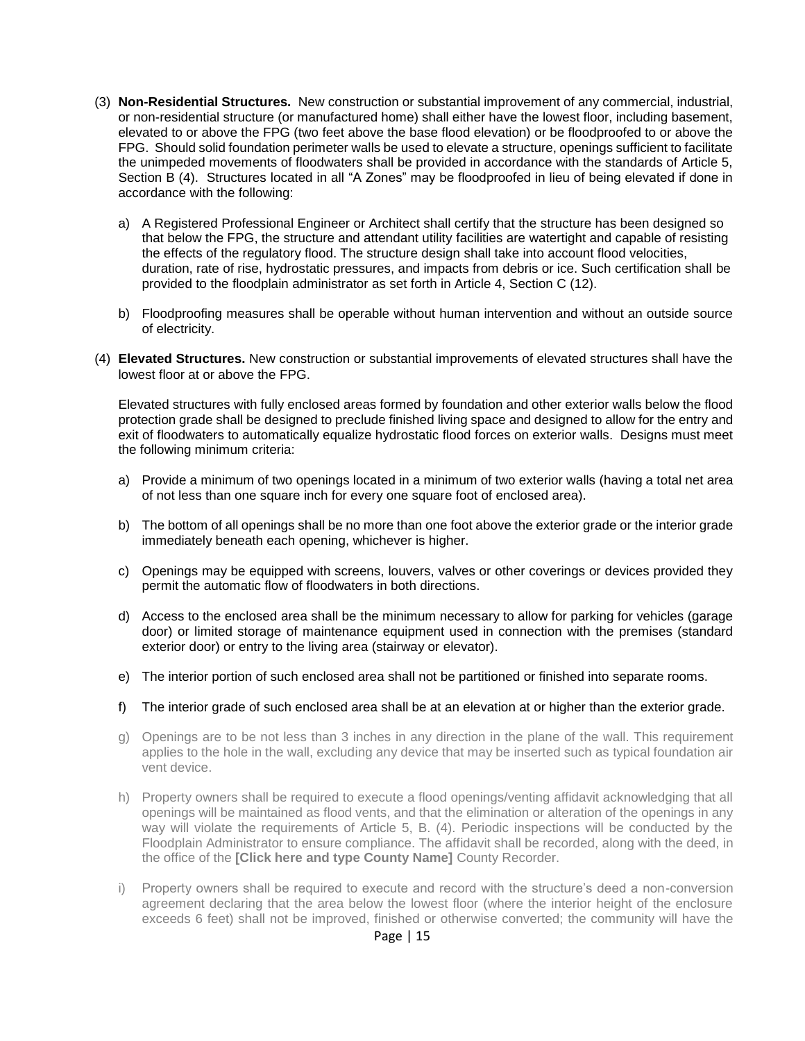(3) **Non-Residential Structures.** New construction or substantial improvement of any commercial, industrial, or non-residential structure (or manufactured home) shall either have the lowest floor, including basement, elevated to or above the FPG (two feet above the base flood elevation) or be floodproofed to or above the FPG. Should solid foundation perimeter walls be used to elevate a structure, openings sufficient to facilitate the unimpeded movements of floodwaters shall be provided in accordance with the standards of Article 5, Section B (4). Structures located in all "A Zones" may be floodproofed in lieu of being elevated if done in accordance with the following:

   a) A Registered Professional Engineer or Architect shall certify that the structure has been designed so that below the FPG, the structure and attendant utility facilities are watertight and capable of resisting the effects of the regulatory flood. The structure design shall take into account flood velocities, duration, rate of rise, hydrostatic pressures, and impacts from debris or ice. Such certification shall be provided to the floodplain administrator as set forth in Article 4, Section C (12).

   b) Floodproofing measures shall be operable without human intervention and without an outside source of electricity.

(4) **Elevated Structures.** New construction or substantial improvements of elevated structures shall have the lowest floor at or above the FPG.

   Elevated structures with fully enclosed areas formed by foundation and other exterior walls below the flood protection grade shall be designed to preclude finished living space and designed to allow for the entry and exit of floodwaters to automatically equalize hydrostatic flood forces on exterior walls. Designs must meet the following minimum criteria:

   a) Provide a minimum of two openings located in a minimum of two exterior walls (having a total net area of not less than one square inch for every one square foot of enclosed area).

   b) The bottom of all openings shall be no more than one foot above the exterior grade or the interior grade immediately beneath each opening, whichever is higher.

   c) Openings may be equipped with screens, louvers, valves or other coverings or devices provided they permit the automatic flow of floodwaters in both directions.

   d) Access to the enclosed area shall be the minimum necessary to allow for parking for vehicles (garage door) or limited storage of maintenance equipment used in connection with the premises (standard exterior door) or entry to the living area (stairway or elevator).

   e) The interior portion of such enclosed area shall not be partitioned or finished into separate rooms.

   f) The interior grade of such enclosed area shall be at an elevation at or higher than the exterior grade.

   g) Openings are to be not less than 3 inches in any direction in the plane of the wall. This requirement applies to the hole in the wall, excluding any device that may be inserted such as typical foundation air vent device.

   h) Property owners shall be required to execute a flood openings/venting affidavit acknowledging that all openings will be maintained as flood vents, and that the elimination or alteration of the openings in any way will violate the requirements of Article 5, B. (4). Periodic inspections will be conducted by the Floodplain Administrator to ensure compliance. The affidavit shall be recorded, along with the deed, in the office of the **[Click here and type County Name]** County Recorder.

   i) Property owners shall be required to execute and record with the structure's deed a non-conversion agreement declaring that the area below the lowest floor (where the interior height of the enclosure exceeds 6 feet) shall not be improved, finished or otherwise converted; the community will have the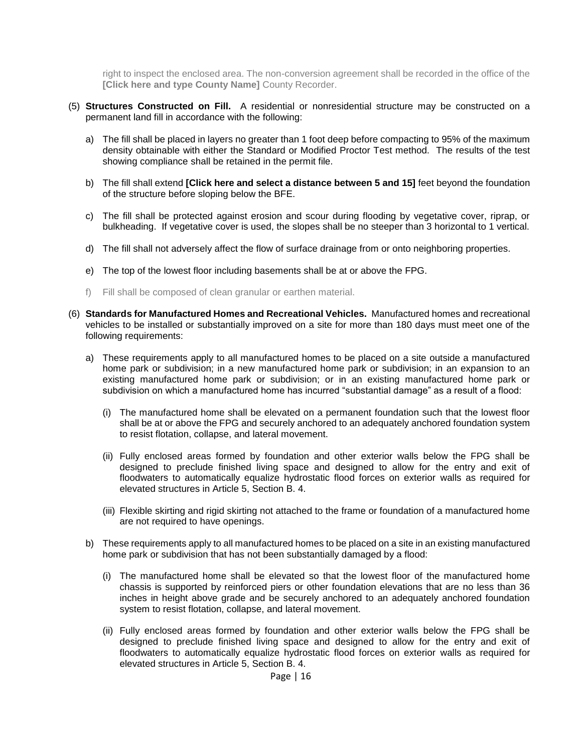right to inspect the enclosed area. The non-conversion agreement shall be recorded in the office of the **[Click here and type County Name]** County Recorder.

(5) **Structures Constructed on Fill.** A residential or nonresidential structure may be constructed on a permanent land fill in accordance with the following:

   a) The fill shall be placed in layers no greater than 1 foot deep before compacting to 95% of the maximum density obtainable with either the Standard or Modified Proctor Test method. The results of the test showing compliance shall be retained in the permit file.

   b) The fill shall extend **[Click here and select a distance between 5 and 15]** feet beyond the foundation of the structure before sloping below the BFE.

   c) The fill shall be protected against erosion and scour during flooding by vegetative cover, riprap, or bulkheading. If vegetative cover is used, the slopes shall be no steeper than 3 horizontal to 1 vertical.

   d) The fill shall not adversely affect the flow of surface drainage from or onto neighboring properties.

   e) The top of the lowest floor including basements shall be at or above the FPG.

   f) Fill shall be composed of clean granular or earthen material.

(6) **Standards for Manufactured Homes and Recreational Vehicles.** Manufactured homes and recreational vehicles to be installed or substantially improved on a site for more than 180 days must meet one of the following requirements:

   a) These requirements apply to all manufactured homes to be placed on a site outside a manufactured home park or subdivision; in a new manufactured home park or subdivision; in an expansion to an existing manufactured home park or subdivision; or in an existing manufactured home park or subdivision on which a manufactured home has incurred "substantial damage" as a result of a flood:

      (i) The manufactured home shall be elevated on a permanent foundation such that the lowest floor shall be at or above the FPG and securely anchored to an adequately anchored foundation system to resist flotation, collapse, and lateral movement.

      (ii) Fully enclosed areas formed by foundation and other exterior walls below the FPG shall be designed to preclude finished living space and designed to allow for the entry and exit of floodwaters to automatically equalize hydrostatic flood forces on exterior walls as required for elevated structures in Article 5, Section B. 4.

      (iii) Flexible skirting and rigid skirting not attached to the frame or foundation of a manufactured home are not required to have openings.

   b) These requirements apply to all manufactured homes to be placed on a site in an existing manufactured home park or subdivision that has not been substantially damaged by a flood:

      (i) The manufactured home shall be elevated so that the lowest floor of the manufactured home chassis is supported by reinforced piers or other foundation elevations that are no less than 36 inches in height above grade and be securely anchored to an adequately anchored foundation system to resist flotation, collapse, and lateral movement.

      (ii) Fully enclosed areas formed by foundation and other exterior walls below the FPG shall be designed to preclude finished living space and designed to allow for the entry and exit of floodwaters to automatically equalize hydrostatic flood forces on exterior walls as required for elevated structures in Article 5, Section B. 4.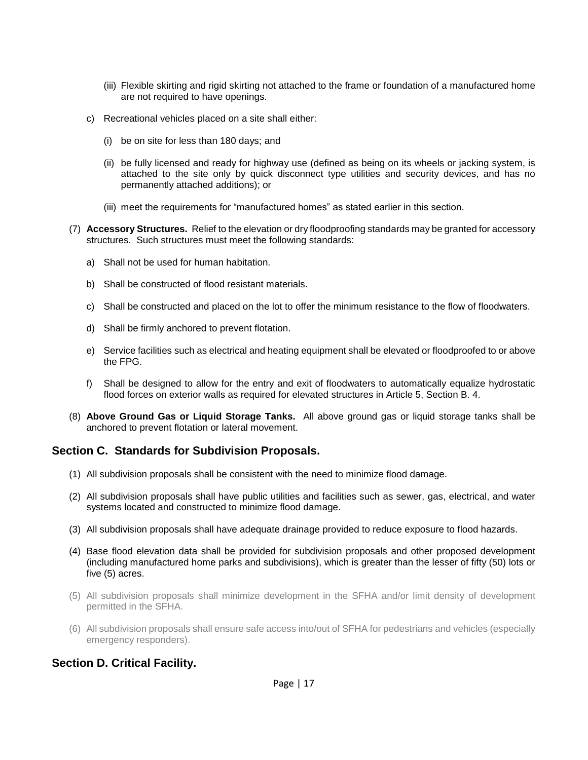(iii) Flexible skirting and rigid skirting not attached to the frame or foundation of a manufactured home are not required to have openings.

c) Recreational vehicles placed on a site shall either:

(i) be on site for less than 180 days; and

(ii) be fully licensed and ready for highway use (defined as being on its wheels or jacking system, is attached to the site only by quick disconnect type utilities and security devices, and has no permanently attached additions); or

(iii) meet the requirements for “manufactured homes” as stated earlier in this section.

(7) **Accessory Structures.** Relief to the elevation or dry floodproofing standards may be granted for accessory structures. Such structures must meet the following standards:

a) Shall not be used for human habitation.

b) Shall be constructed of flood resistant materials.

c) Shall be constructed and placed on the lot to offer the minimum resistance to the flow of floodwaters.

d) Shall be firmly anchored to prevent flotation.

e) Service facilities such as electrical and heating equipment shall be elevated or floodproofed to or above the FPG.

f) Shall be designed to allow for the entry and exit of floodwaters to automatically equalize hydrostatic flood forces on exterior walls as required for elevated structures in Article 5, Section B. 4.

(8) **Above Ground Gas or Liquid Storage Tanks.** All above ground gas or liquid storage tanks shall be anchored to prevent flotation or lateral movement.

## Section C. Standards for Subdivision Proposals.

(1) All subdivision proposals shall be consistent with the need to minimize flood damage.

(2) All subdivision proposals shall have public utilities and facilities such as sewer, gas, electrical, and water systems located and constructed to minimize flood damage.

(3) All subdivision proposals shall have adequate drainage provided to reduce exposure to flood hazards.

(4) Base flood elevation data shall be provided for subdivision proposals and other proposed development (including manufactured home parks and subdivisions), which is greater than the lesser of fifty (50) lots or five (5) acres.

(5) All subdivision proposals shall minimize development in the SFHA and/or limit density of development permitted in the SFHA.

(6) All subdivision proposals shall ensure safe access into/out of SFHA for pedestrians and vehicles (especially emergency responders).

## Section D. Critical Facility.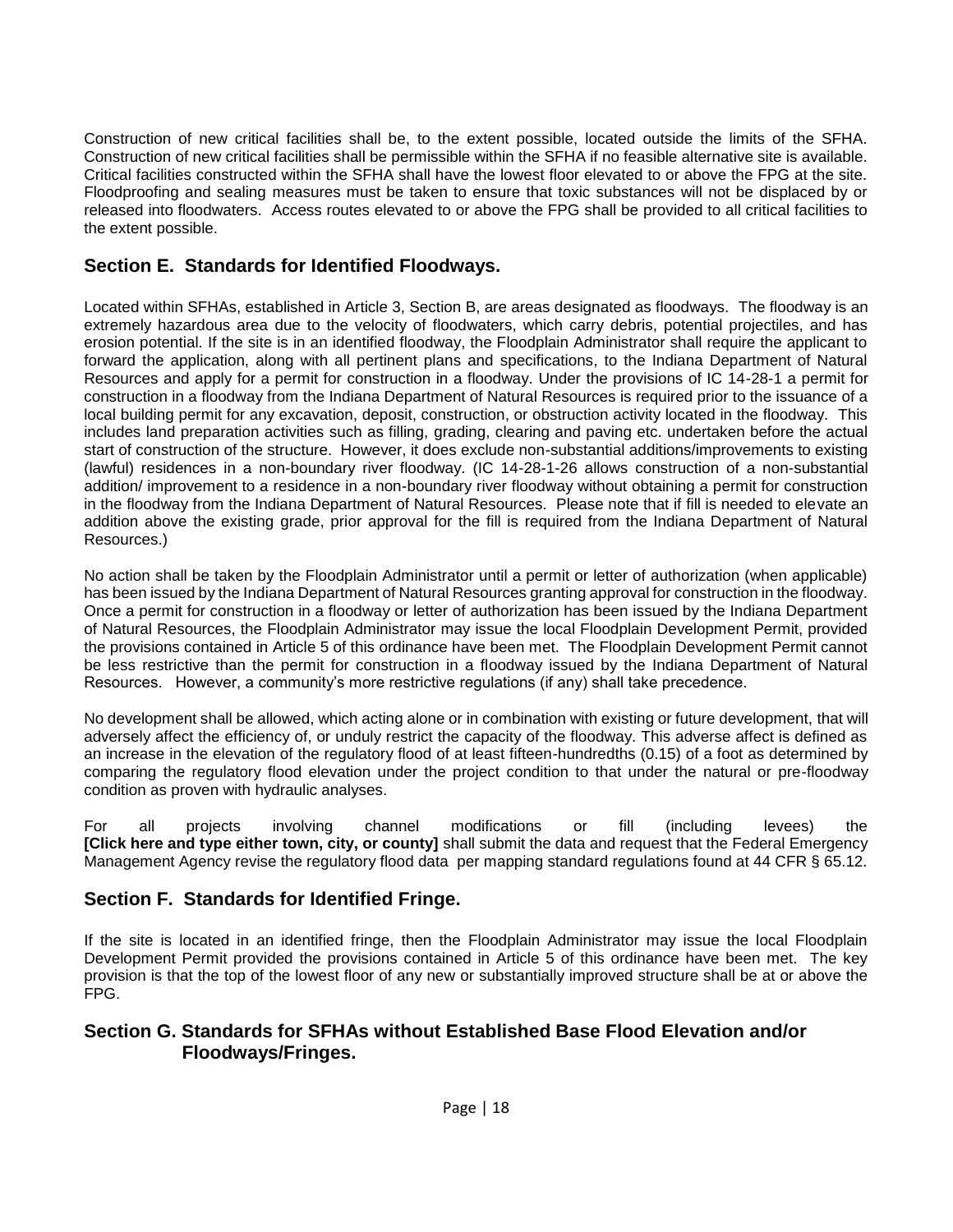Construction of new critical facilities shall be, to the extent possible, located outside the limits of the SFHA. Construction of new critical facilities shall be permissible within the SFHA if no feasible alternative site is available. Critical facilities constructed within the SFHA shall have the lowest floor elevated to or above the FPG at the site. Floodproofing and sealing measures must be taken to ensure that toxic substances will not be displaced by or released into floodwaters. Access routes elevated to or above the FPG shall be provided to all critical facilities to the extent possible.

## Section E. Standards for Identified Floodways.

Located within SFHAs, established in Article 3, Section B, are areas designated as floodways. The floodway is an extremely hazardous area due to the velocity of floodwaters, which carry debris, potential projectiles, and has erosion potential. If the site is in an identified floodway, the Floodplain Administrator shall require the applicant to forward the application, along with all pertinent plans and specifications, to the Indiana Department of Natural Resources and apply for a permit for construction in a floodway. Under the provisions of IC 14-28-1 a permit for construction in a floodway from the Indiana Department of Natural Resources is required prior to the issuance of a local building permit for any excavation, deposit, construction, or obstruction activity located in the floodway. This includes land preparation activities such as filling, grading, clearing and paving etc. undertaken before the actual start of construction of the structure. However, it does exclude non-substantial additions/improvements to existing (lawful) residences in a non-boundary river floodway. (IC 14-28-1-26 allows construction of a non-substantial addition/ improvement to a residence in a non-boundary river floodway without obtaining a permit for construction in the floodway from the Indiana Department of Natural Resources. Please note that if fill is needed to elevate an addition above the existing grade, prior approval for the fill is required from the Indiana Department of Natural Resources.)

No action shall be taken by the Floodplain Administrator until a permit or letter of authorization (when applicable) has been issued by the Indiana Department of Natural Resources granting approval for construction in the floodway. Once a permit for construction in a floodway or letter of authorization has been issued by the Indiana Department of Natural Resources, the Floodplain Administrator may issue the local Floodplain Development Permit, provided the provisions contained in Article 5 of this ordinance have been met. The Floodplain Development Permit cannot be less restrictive than the permit for construction in a floodway issued by the Indiana Department of Natural Resources. However, a community's more restrictive regulations (if any) shall take precedence.

No development shall be allowed, which acting alone or in combination with existing or future development, that will adversely affect the efficiency of, or unduly restrict the capacity of the floodway. This adverse affect is defined as an increase in the elevation of the regulatory flood of at least fifteen-hundredths (0.15) of a foot as determined by comparing the regulatory flood elevation under the project condition to that under the natural or pre-floodway condition as proven with hydraulic analyses.

For all projects involving channel modifications or fill (including levees) the **[Click here and type either town, city, or county]** shall submit the data and request that the Federal Emergency Management Agency revise the regulatory flood data per mapping standard regulations found at 44 CFR § 65.12.

## Section F. Standards for Identified Fringe.

If the site is located in an identified fringe, then the Floodplain Administrator may issue the local Floodplain Development Permit provided the provisions contained in Article 5 of this ordinance have been met. The key provision is that the top of the lowest floor of any new or substantially improved structure shall be at or above the FPG.

## Section G. Standards for SFHAs without Established Base Flood Elevation and/or Floodways/Fringes.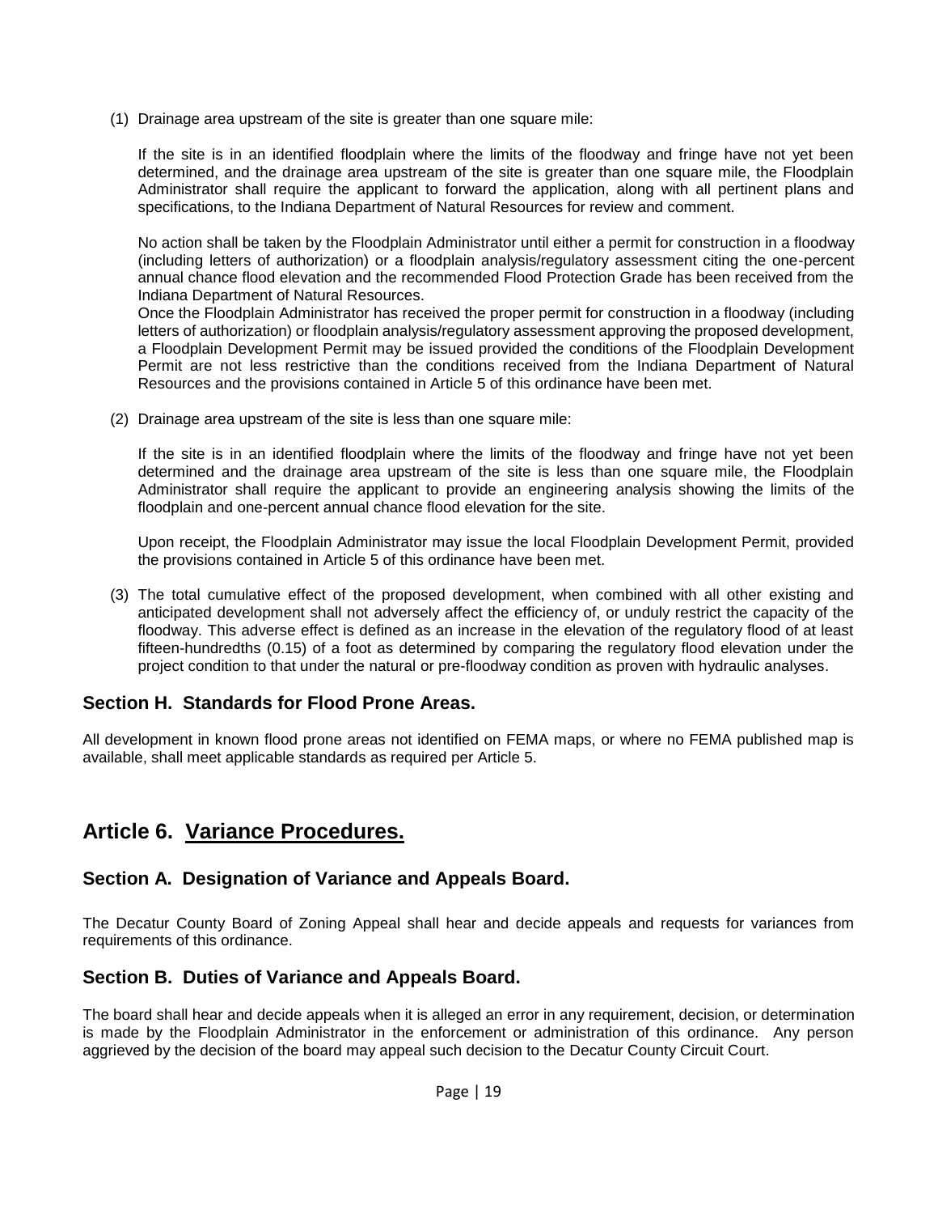(1) Drainage area upstream of the site is greater than one square mile:

If the site is in an identified floodplain where the limits of the floodway and fringe have not yet been determined, and the drainage area upstream of the site is greater than one square mile, the Floodplain Administrator shall require the applicant to forward the application, along with all pertinent plans and specifications, to the Indiana Department of Natural Resources for review and comment.

No action shall be taken by the Floodplain Administrator until either a permit for construction in a floodway (including letters of authorization) or a floodplain analysis/regulatory assessment citing the one-percent annual chance flood elevation and the recommended Flood Protection Grade has been received from the Indiana Department of Natural Resources.
Once the Floodplain Administrator has received the proper permit for construction in a floodway (including letters of authorization) or floodplain analysis/regulatory assessment approving the proposed development, a Floodplain Development Permit may be issued provided the conditions of the Floodplain Development Permit are not less restrictive than the conditions received from the Indiana Department of Natural Resources and the provisions contained in Article 5 of this ordinance have been met.

(2) Drainage area upstream of the site is less than one square mile:

If the site is in an identified floodplain where the limits of the floodway and fringe have not yet been determined and the drainage area upstream of the site is less than one square mile, the Floodplain Administrator shall require the applicant to provide an engineering analysis showing the limits of the floodplain and one-percent annual chance flood elevation for the site.

Upon receipt, the Floodplain Administrator may issue the local Floodplain Development Permit, provided the provisions contained in Article 5 of this ordinance have been met.

(3) The total cumulative effect of the proposed development, when combined with all other existing and anticipated development shall not adversely affect the efficiency of, or unduly restrict the capacity of the floodway. This adverse effect is defined as an increase in the elevation of the regulatory flood of at least fifteen-hundredths (0.15) of a foot as determined by comparing the regulatory flood elevation under the project condition to that under the natural or pre-floodway condition as proven with hydraulic analyses.

### Section H. Standards for Flood Prone Areas.

All development in known flood prone areas not identified on FEMA maps, or where no FEMA published map is available, shall meet applicable standards as required per Article 5.

## Article 6. Variance Procedures.

### Section A. Designation of Variance and Appeals Board.

The Decatur County Board of Zoning Appeal shall hear and decide appeals and requests for variances from requirements of this ordinance.

### Section B. Duties of Variance and Appeals Board.

The board shall hear and decide appeals when it is alleged an error in any requirement, decision, or determination is made by the Floodplain Administrator in the enforcement or administration of this ordinance. Any person aggrieved by the decision of the board may appeal such decision to the Decatur County Circuit Court.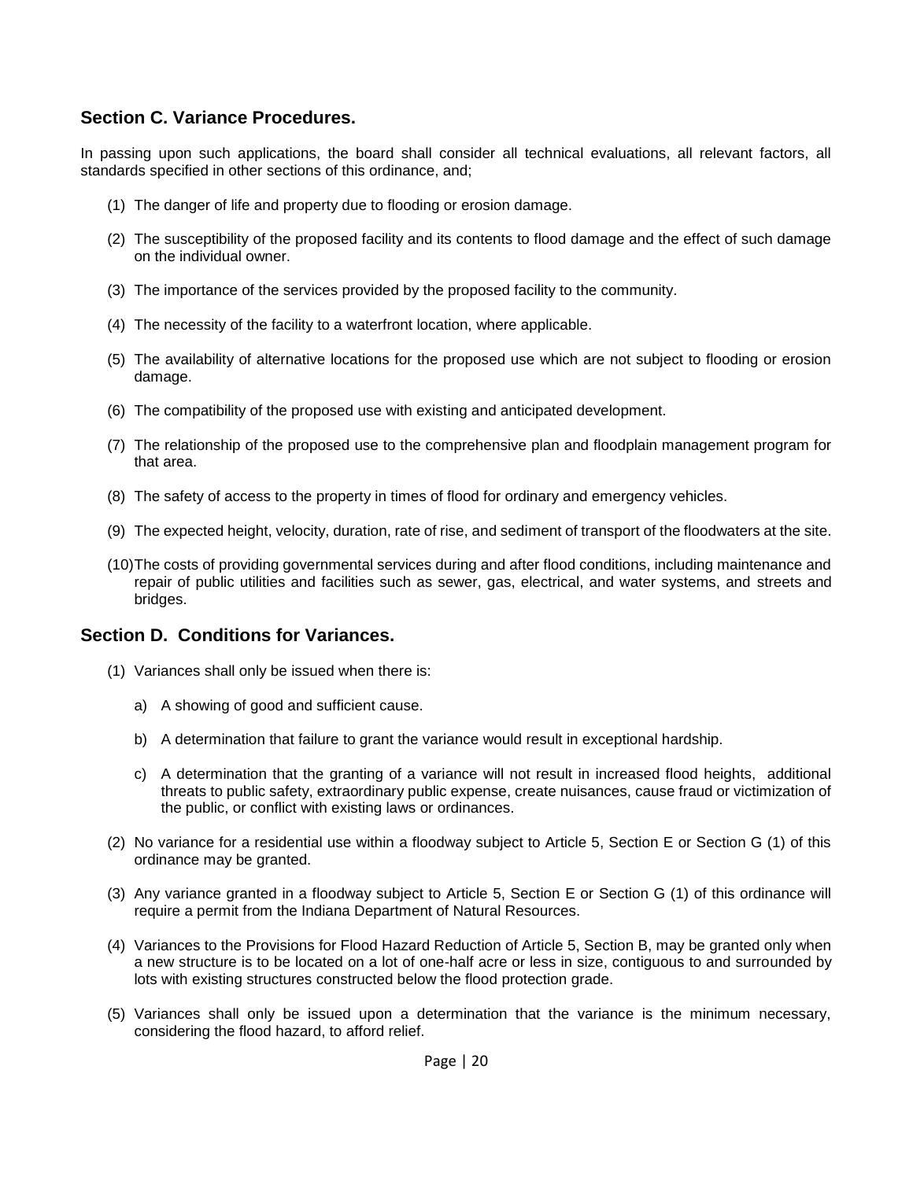## Section C. Variance Procedures.

In passing upon such applications, the board shall consider all technical evaluations, all relevant factors, all standards specified in other sections of this ordinance, and;

(1) The danger of life and property due to flooding or erosion damage.

(2) The susceptibility of the proposed facility and its contents to flood damage and the effect of such damage on the individual owner.

(3) The importance of the services provided by the proposed facility to the community.

(4) The necessity of the facility to a waterfront location, where applicable.

(5) The availability of alternative locations for the proposed use which are not subject to flooding or erosion damage.

(6) The compatibility of the proposed use with existing and anticipated development.

(7) The relationship of the proposed use to the comprehensive plan and floodplain management program for that area.

(8) The safety of access to the property in times of flood for ordinary and emergency vehicles.

(9) The expected height, velocity, duration, rate of rise, and sediment of transport of the floodwaters at the site.

(10) The costs of providing governmental services during and after flood conditions, including maintenance and repair of public utilities and facilities such as sewer, gas, electrical, and water systems, and streets and bridges.

## Section D. Conditions for Variances.

(1) Variances shall only be issued when there is:

   a) A showing of good and sufficient cause.

   b) A determination that failure to grant the variance would result in exceptional hardship.

   c) A determination that the granting of a variance will not result in increased flood heights, additional threats to public safety, extraordinary public expense, create nuisances, cause fraud or victimization of the public, or conflict with existing laws or ordinances.

(2) No variance for a residential use within a floodway subject to Article 5, Section E or Section G (1) of this ordinance may be granted.

(3) Any variance granted in a floodway subject to Article 5, Section E or Section G (1) of this ordinance will require a permit from the Indiana Department of Natural Resources.

(4) Variances to the Provisions for Flood Hazard Reduction of Article 5, Section B, may be granted only when a new structure is to be located on a lot of one-half acre or less in size, contiguous to and surrounded by lots with existing structures constructed below the flood protection grade.

(5) Variances shall only be issued upon a determination that the variance is the minimum necessary, considering the flood hazard, to afford relief.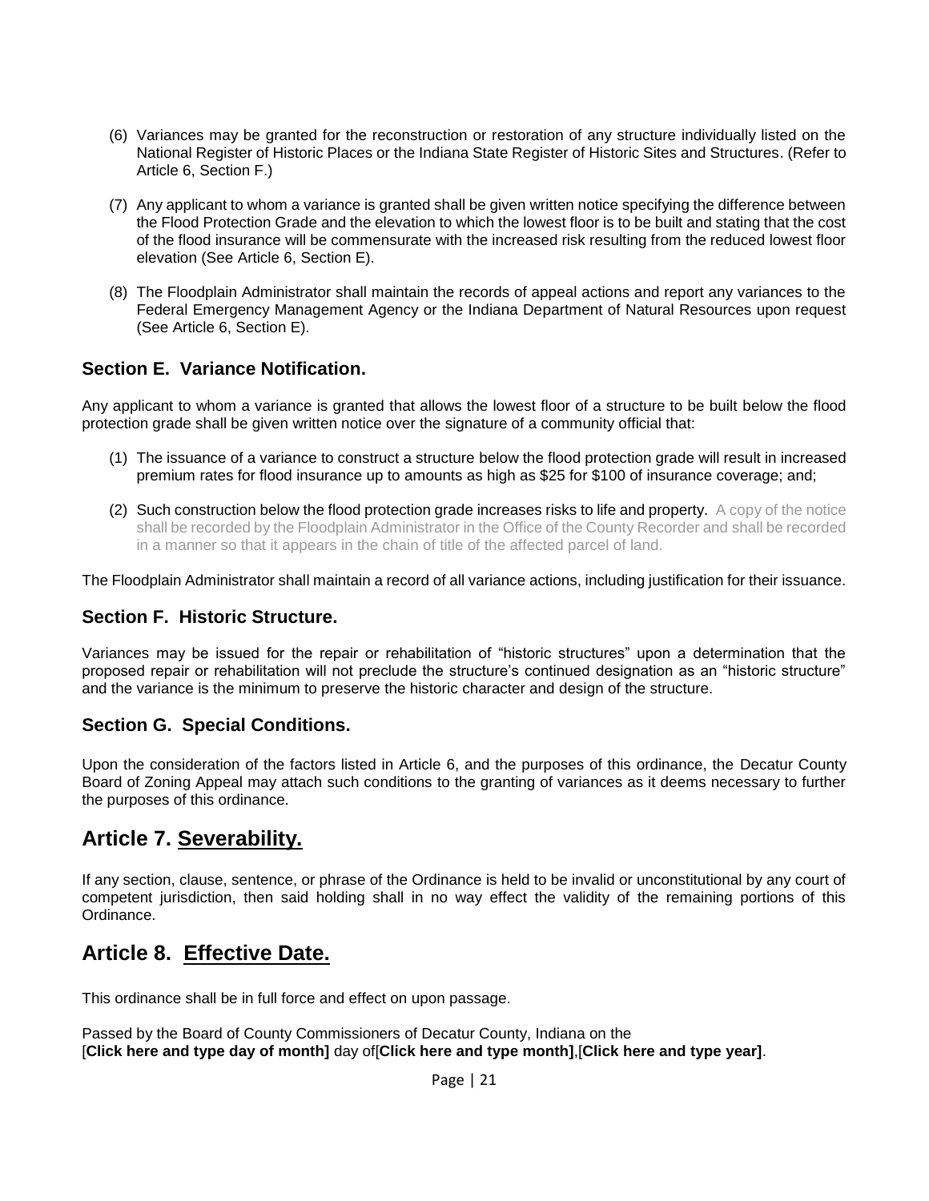(6) Variances may be granted for the reconstruction or restoration of any structure individually listed on the National Register of Historic Places or the Indiana State Register of Historic Sites and Structures. (Refer to Article 6, Section F.)

(7) Any applicant to whom a variance is granted shall be given written notice specifying the difference between the Flood Protection Grade and the elevation to which the lowest floor is to be built and stating that the cost of the flood insurance will be commensurate with the increased risk resulting from the reduced lowest floor elevation (See Article 6, Section E).

(8) The Floodplain Administrator shall maintain the records of appeal actions and report any variances to the Federal Emergency Management Agency or the Indiana Department of Natural Resources upon request (See Article 6, Section E).

### Section E. Variance Notification.

Any applicant to whom a variance is granted that allows the lowest floor of a structure to be built below the flood protection grade shall be given written notice over the signature of a community official that:

(1) The issuance of a variance to construct a structure below the flood protection grade will result in increased premium rates for flood insurance up to amounts as high as $25 for $100 of insurance coverage; and;

(2) Such construction below the flood protection grade increases risks to life and property. A copy of the notice shall be recorded by the Floodplain Administrator in the Office of the County Recorder and shall be recorded in a manner so that it appears in the chain of title of the affected parcel of land.

The Floodplain Administrator shall maintain a record of all variance actions, including justification for their issuance.

### Section F. Historic Structure.

Variances may be issued for the repair or rehabilitation of “historic structures” upon a determination that the proposed repair or rehabilitation will not preclude the structure’s continued designation as an “historic structure” and the variance is the minimum to preserve the historic character and design of the structure.

### Section G. Special Conditions.

Upon the consideration of the factors listed in Article 6, and the purposes of this ordinance, the Decatur County Board of Zoning Appeal may attach such conditions to the granting of variances as it deems necessary to further the purposes of this ordinance.

## Article 7. Severability.

If any section, clause, sentence, or phrase of the Ordinance is held to be invalid or unconstitutional by any court of competent jurisdiction, then said holding shall in no way effect the validity of the remaining portions of this Ordinance.

## Article 8. Effective Date.

This ordinance shall be in full force and effect on upon passage.

Passed by the Board of County Commissioners of Decatur County, Indiana on the
[**Click here and type day of month]** day of[**Click here and type month]**,[**Click here and type year]**.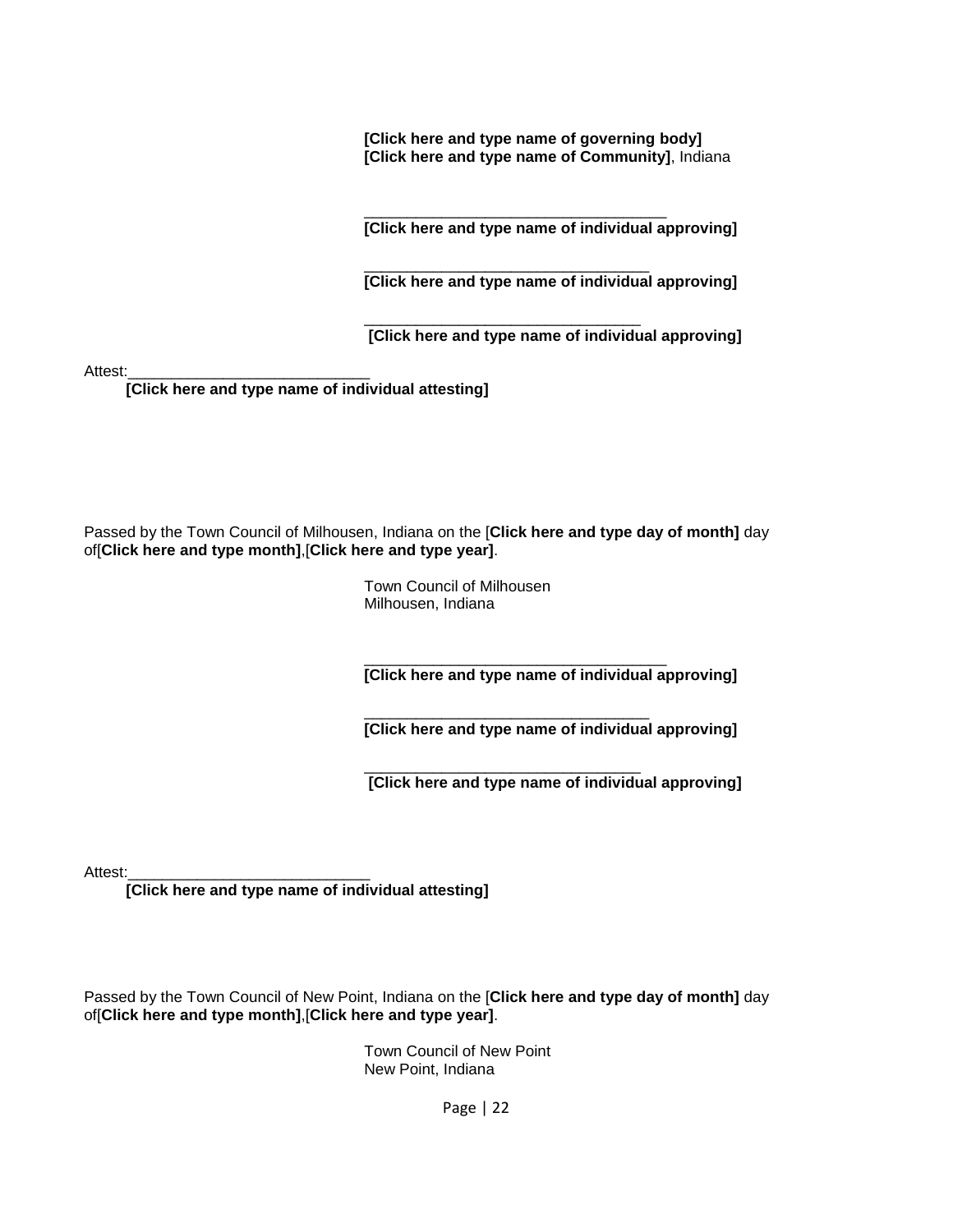**[Click here and type name of governing body]**
**[Click here and type name of Community]**, Indiana

\_\_\_\_\_\_\_\_\_\_\_\_\_\_\_\_\_\_\_\_\_\_\_\_\_\_\_\_\_\_\_\_\_\_\_
**[Click here and type name of individual approving]**

\_\_\_\_\_\_\_\_\_\_\_\_\_\_\_\_\_\_\_\_\_\_\_\_\_\_\_\_\_\_\_\_\_
**[Click here and type name of individual approving]**

\_\_\_\_\_\_\_\_\_\_\_\_\_\_\_\_\_\_\_\_\_\_\_\_\_\_\_\_\_\_\_\_
**[Click here and type name of individual approving]**

Attest:\_\_\_\_\_\_\_\_\_\_\_\_\_\_\_\_\_\_\_\_\_\_\_\_\_\_\_\_
**[Click here and type name of individual attesting]**

Passed by the Town Council of Milhousen, Indiana on the [**Click here and type day of month]** day of[**Click here and type month]**,[**Click here and type year]**.

Town Council of Milhousen
Milhousen, Indiana

\_\_\_\_\_\_\_\_\_\_\_\_\_\_\_\_\_\_\_\_\_\_\_\_\_\_\_\_\_\_\_\_\_\_\_
**[Click here and type name of individual approving]**

\_\_\_\_\_\_\_\_\_\_\_\_\_\_\_\_\_\_\_\_\_\_\_\_\_\_\_\_\_\_\_\_\_
**[Click here and type name of individual approving]**

\_\_\_\_\_\_\_\_\_\_\_\_\_\_\_\_\_\_\_\_\_\_\_\_\_\_\_\_\_\_\_\_
**[Click here and type name of individual approving]**

Attest:\_\_\_\_\_\_\_\_\_\_\_\_\_\_\_\_\_\_\_\_\_\_\_\_\_\_\_\_
**[Click here and type name of individual attesting]**

Passed by the Town Council of New Point, Indiana on the [**Click here and type day of month]** day of[**Click here and type month]**,[**Click here and type year]**.

Town Council of New Point
New Point, Indiana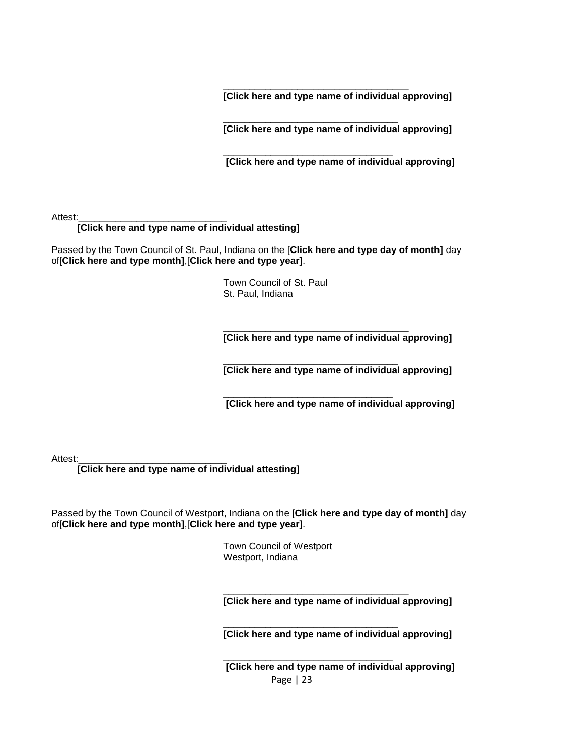\_\_\_\_\_\_\_\_\_\_\_\_\_\_\_\_\_\_\_\_\_\_\_\_\_\_\_\_\_\_\_\_\_\_\_\_
**[Click here and type name of individual approving]**

\_\_\_\_\_\_\_\_\_\_\_\_\_\_\_\_\_\_\_\_\_\_\_\_\_\_\_\_\_\_\_\_\_\_
**[Click here and type name of individual approving]**

\_\_\_\_\_\_\_\_\_\_\_\_\_\_\_\_\_\_\_\_\_\_\_\_\_\_\_\_\_\_\_\_\_
**[Click here and type name of individual approving]**

Attest:\_\_\_\_\_\_\_\_\_\_\_\_\_\_\_\_\_\_\_\_\_\_\_\_\_\_\_\_\_
**[Click here and type name of individual attesting]**

Passed by the Town Council of St. Paul, Indiana on the [**Click here and type day of month]** day of[**Click here and type month]**,[**Click here and type year]**.

Town Council of St. Paul
St. Paul, Indiana

\_\_\_\_\_\_\_\_\_\_\_\_\_\_\_\_\_\_\_\_\_\_\_\_\_\_\_\_\_\_\_\_\_\_\_\_
**[Click here and type name of individual approving]**

\_\_\_\_\_\_\_\_\_\_\_\_\_\_\_\_\_\_\_\_\_\_\_\_\_\_\_\_\_\_\_\_\_\_
**[Click here and type name of individual approving]**

\_\_\_\_\_\_\_\_\_\_\_\_\_\_\_\_\_\_\_\_\_\_\_\_\_\_\_\_\_\_\_\_\_
**[Click here and type name of individual approving]**

Attest:\_\_\_\_\_\_\_\_\_\_\_\_\_\_\_\_\_\_\_\_\_\_\_\_\_\_\_\_\_
**[Click here and type name of individual attesting]**

Passed by the Town Council of Westport, Indiana on the [**Click here and type day of month]** day of[**Click here and type month]**,[**Click here and type year]**.

Town Council of Westport
Westport, Indiana

\_\_\_\_\_\_\_\_\_\_\_\_\_\_\_\_\_\_\_\_\_\_\_\_\_\_\_\_\_\_\_\_\_\_\_\_
**[Click here and type name of individual approving]**

\_\_\_\_\_\_\_\_\_\_\_\_\_\_\_\_\_\_\_\_\_\_\_\_\_\_\_\_\_\_\_\_\_\_
**[Click here and type name of individual approving]**

\_\_\_\_\_\_\_\_\_\_\_\_\_\_\_\_\_\_\_\_\_\_\_\_\_\_\_\_\_\_\_\_\_
**[Click here and type name of individual approving]**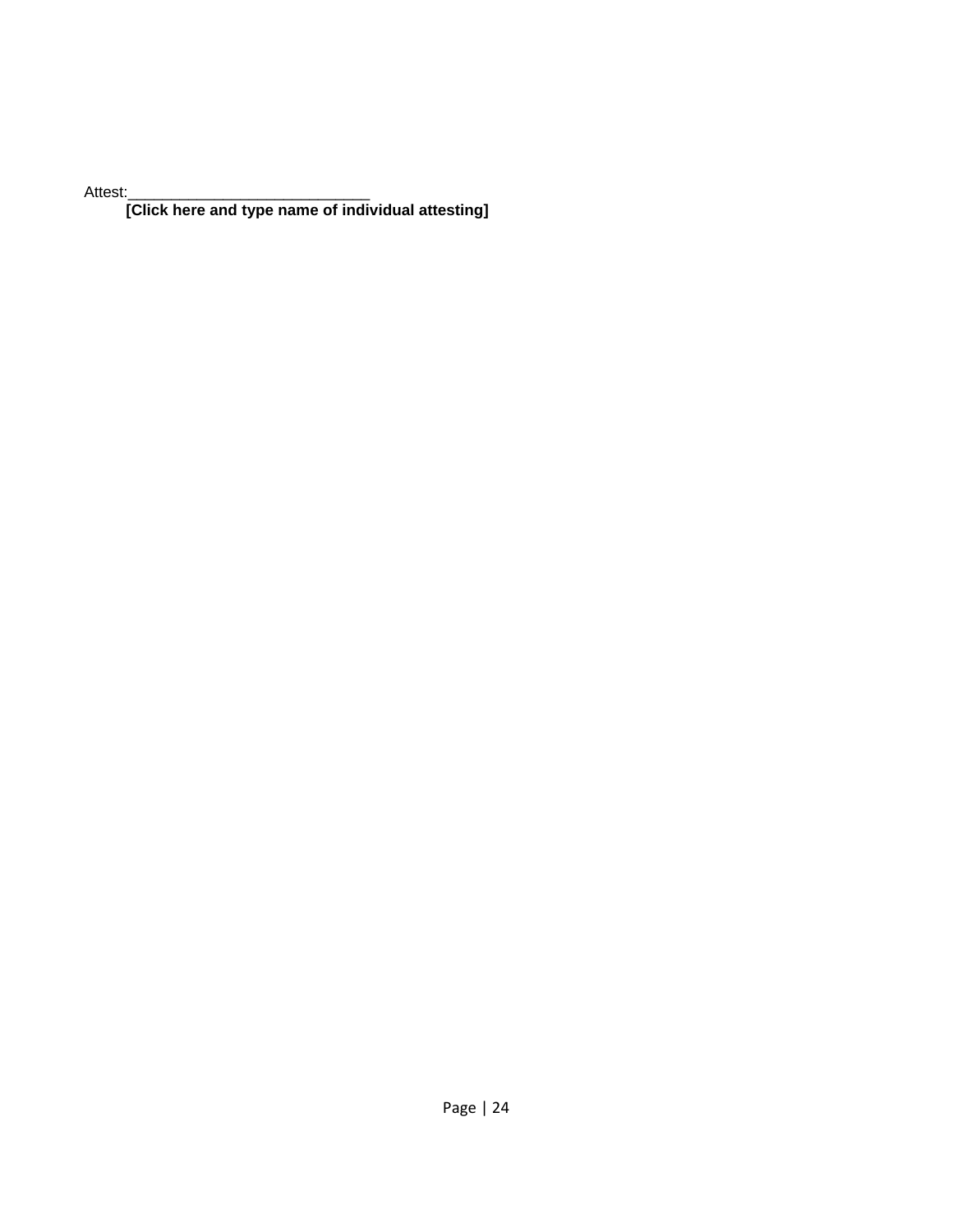Attest:_____________________________

**[Click here and type name of individual attesting]**